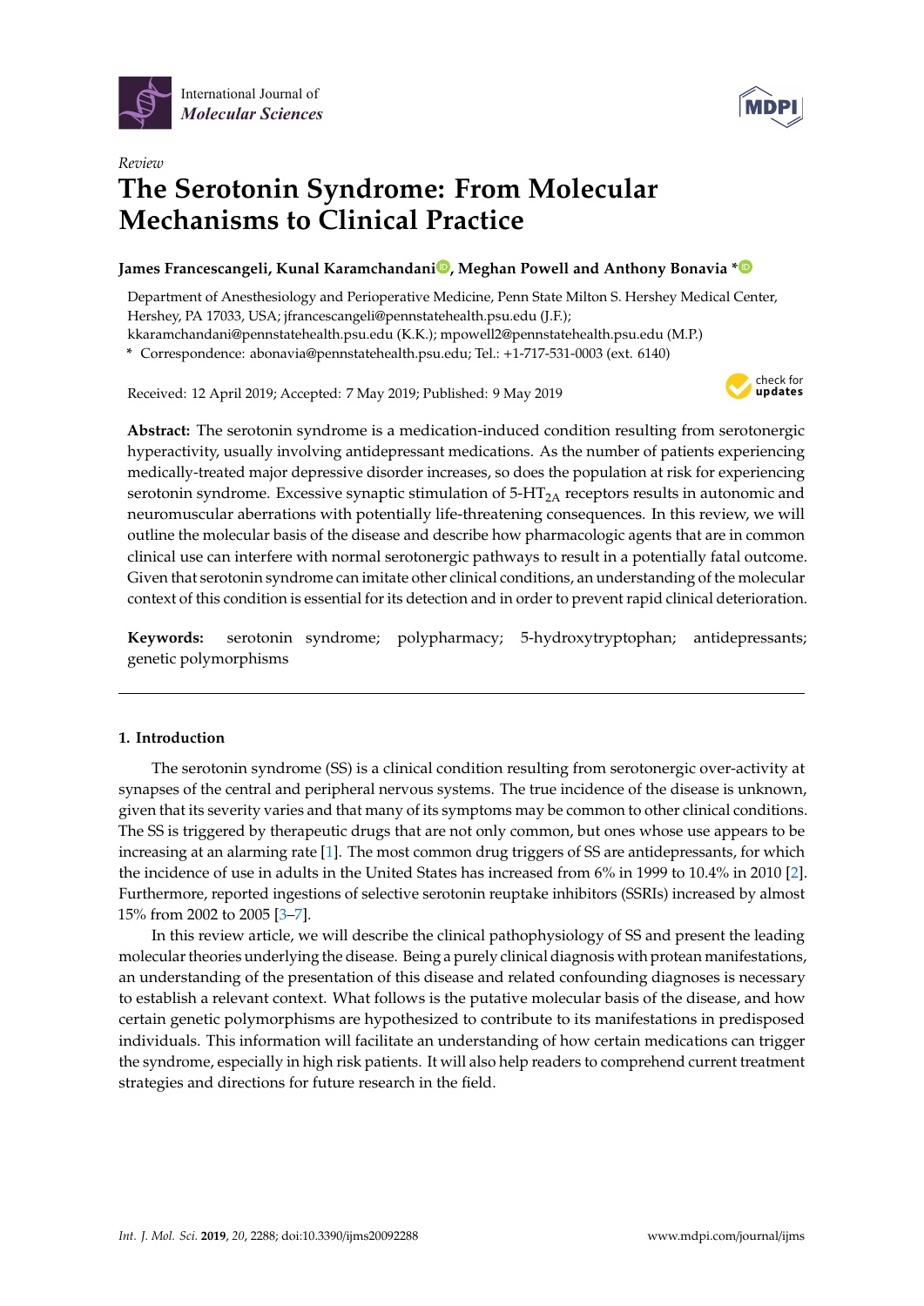Review

# The Serotonin Syndrome: From Molecular Mechanisms to Clinical Practice

**James Francescangeli, Kunal Karamchandani, Meghan Powell and Anthony Bonavia ***

Department of Anesthesiology and Perioperative Medicine, Penn State Milton S. Hershey Medical Center, Hershey, PA 17033, USA; jfrancescangeli@pennstatehealth.psu.edu (J.F.); kkaramchandani@pennstatehealth.psu.edu (K.K.); mpowell2@pennstatehealth.psu.edu (M.P.)

* Correspondence: abonavia@pennstatehealth.psu.edu; Tel.: +1-717-531-0003 (ext. 6140)

Received: 12 April 2019; Accepted: 7 May 2019; Published: 9 May 2019

**Abstract:** The serotonin syndrome is a medication-induced condition resulting from serotonergic hyperactivity, usually involving antidepressant medications. As the number of patients experiencing medically-treated major depressive disorder increases, so does the population at risk for experiencing serotonin syndrome. Excessive synaptic stimulation of 5-$HT_{2A}$ receptors results in autonomic and neuromuscular aberrations with potentially life-threatening consequences. In this review, we will outline the molecular basis of the disease and describe how pharmacologic agents that are in common clinical use can interfere with normal serotonergic pathways to result in a potentially fatal outcome. Given that serotonin syndrome can imitate other clinical conditions, an understanding of the molecular context of this condition is essential for its detection and in order to prevent rapid clinical deterioration.

**Keywords:** serotonin syndrome; polypharmacy; 5-hydroxytryptophan; antidepressants; genetic polymorphisms

## 1. Introduction

The serotonin syndrome (SS) is a clinical condition resulting from serotonergic over-activity at synapses of the central and peripheral nervous systems. The true incidence of the disease is unknown, given that its severity varies and that many of its symptoms may be common to other clinical conditions. The SS is triggered by therapeutic drugs that are not only common, but ones whose use appears to be increasing at an alarming rate [1]. The most common drug triggers of SS are antidepressants, for which the incidence of use in adults in the United States has increased from 6% in 1999 to 10.4% in 2010 [2]. Furthermore, reported ingestions of selective serotonin reuptake inhibitors (SSRIs) increased by almost 15% from 2002 to 2005 [3–7].

In this review article, we will describe the clinical pathophysiology of SS and present the leading molecular theories underlying the disease. Being a purely clinical diagnosis with protean manifestations, an understanding of the presentation of this disease and related confounding diagnoses is necessary to establish a relevant context. What follows is the putative molecular basis of the disease, and how certain genetic polymorphisms are hypothesized to contribute to its manifestations in predisposed individuals. This information will facilitate an understanding of how certain medications can trigger the syndrome, especially in high risk patients. It will also help readers to comprehend current treatment strategies and directions for future research in the field.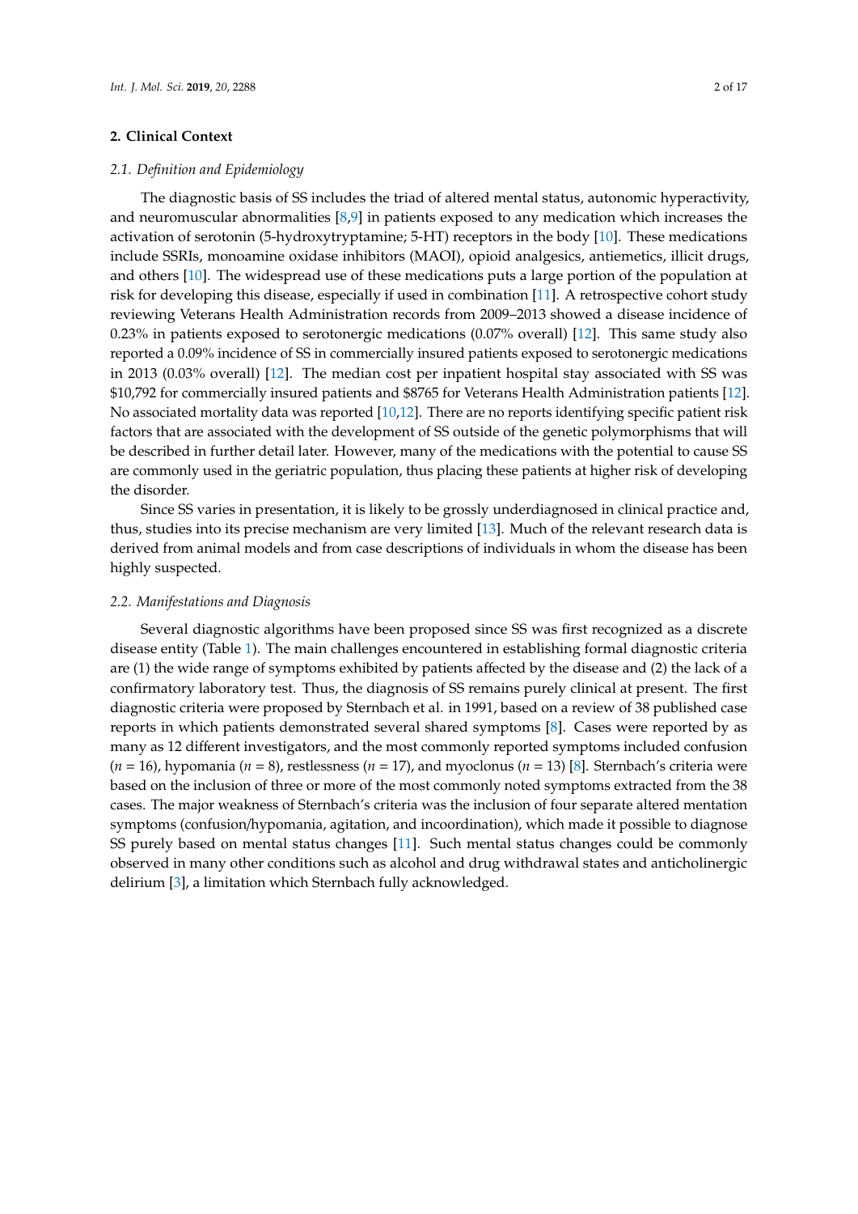## 2. Clinical Context

### 2.1. *Definition and Epidemiology*

The diagnostic basis of SS includes the triad of altered mental status, autonomic hyperactivity, and neuromuscular abnormalities [8,9] in patients exposed to any medication which increases the activation of serotonin (5-hydroxytryptamine; 5-HT) receptors in the body [10]. These medications include SSRIs, monoamine oxidase inhibitors (MAOI), opioid analgesics, antiemetics, illicit drugs, and others [10]. The widespread use of these medications puts a large portion of the population at risk for developing this disease, especially if used in combination [11]. A retrospective cohort study reviewing Veterans Health Administration records from 2009–2013 showed a disease incidence of 0.23% in patients exposed to serotonergic medications (0.07% overall) [12]. This same study also reported a 0.09% incidence of SS in commercially insured patients exposed to serotonergic medications in 2013 (0.03% overall) [12]. The median cost per inpatient hospital stay associated with SS was $10,792 for commercially insured patients and $8765 for Veterans Health Administration patients [12]. No associated mortality data was reported [10,12]. There are no reports identifying specific patient risk factors that are associated with the development of SS outside of the genetic polymorphisms that will be described in further detail later. However, many of the medications with the potential to cause SS are commonly used in the geriatric population, thus placing these patients at higher risk of developing the disorder.

Since SS varies in presentation, it is likely to be grossly underdiagnosed in clinical practice and, thus, studies into its precise mechanism are very limited [13]. Much of the relevant research data is derived from animal models and from case descriptions of individuals in whom the disease has been highly suspected.

### 2.2. *Manifestations and Diagnosis*

Several diagnostic algorithms have been proposed since SS was first recognized as a discrete disease entity (Table 1). The main challenges encountered in establishing formal diagnostic criteria are (1) the wide range of symptoms exhibited by patients affected by the disease and (2) the lack of a confirmatory laboratory test. Thus, the diagnosis of SS remains purely clinical at present. The first diagnostic criteria were proposed by Sternbach et al. in 1991, based on a review of 38 published case reports in which patients demonstrated several shared symptoms [8]. Cases were reported by as many as 12 different investigators, and the most commonly reported symptoms included confusion ($n$ = 16), hypomania ($n$ = 8), restlessness ($n$ = 17), and myoclonus ($n$ = 13) [8]. Sternbach's criteria were based on the inclusion of three or more of the most commonly noted symptoms extracted from the 38 cases. The major weakness of Sternbach's criteria was the inclusion of four separate altered mentation symptoms (confusion/hypomania, agitation, and incoordination), which made it possible to diagnose SS purely based on mental status changes [11]. Such mental status changes could be commonly observed in many other conditions such as alcohol and drug withdrawal states and anticholinergic delirium [3], a limitation which Sternbach fully acknowledged.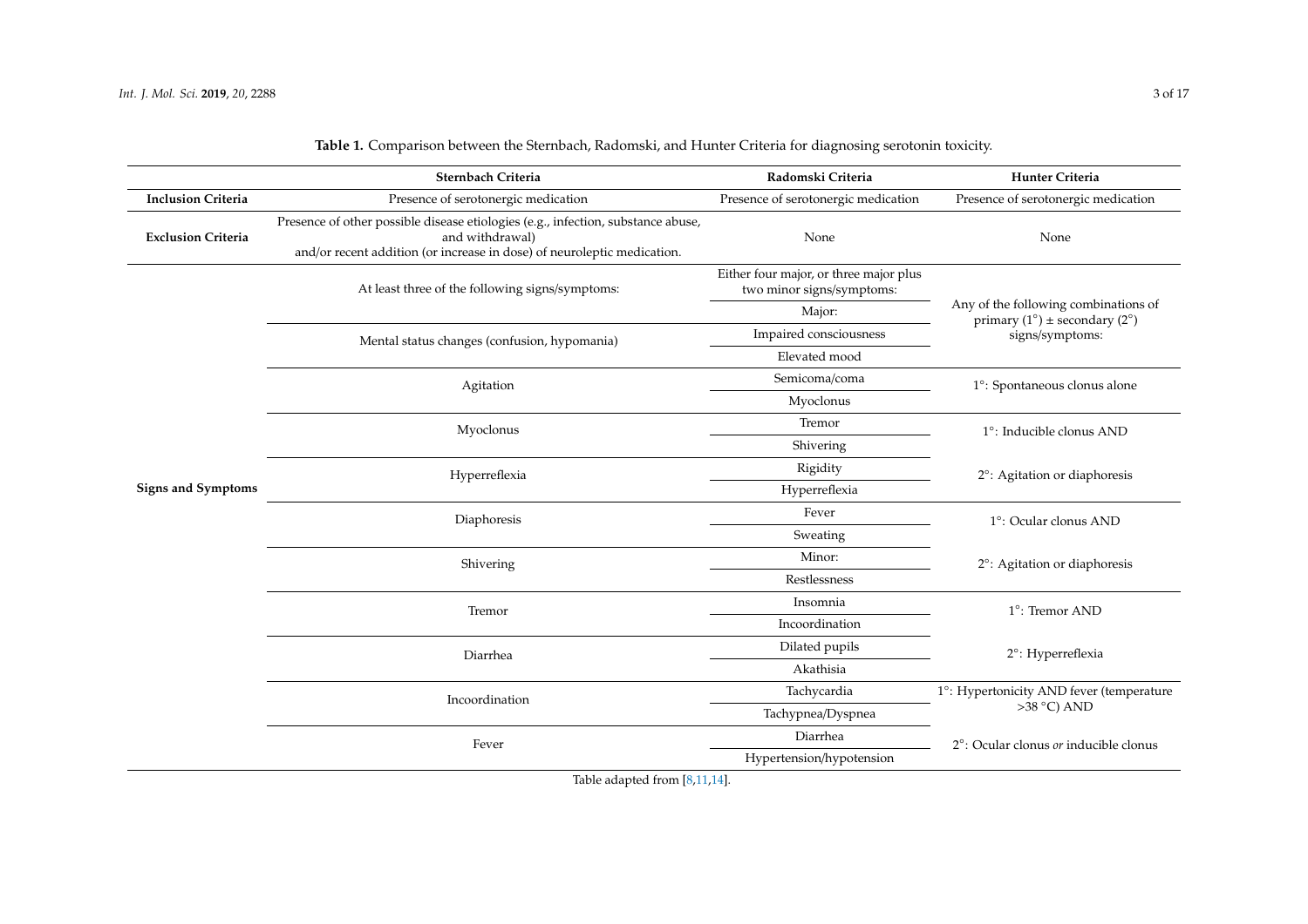**Table 1.** Comparison between the Sternbach, Radomski, and Hunter Criteria for diagnosing serotonin toxicity.

| | Sternbach Criteria | Radomski Criteria | Hunter Criteria |
|---|---|---|---|
| **Inclusion Criteria** | Presence of serotonergic medication | Presence of serotonergic medication | Presence of serotonergic medication |
| **Exclusion Criteria** | Presence of other possible disease etiologies (e.g., infection, substance abuse, and withdrawal) and/or recent addition (or increase in dose) of neuroleptic medication. | None | None |
| **Signs and Symptoms** | At least three of the following signs/symptoms: | Either four major, or three major plus two minor signs/symptoms: | Any of the following combinations of primary (1°) ± secondary (2°) signs/symptoms: |
| | | Major: | |
| | Mental status changes (confusion, hypomania) | Impaired consciousness | |
| | | Elevated mood | |
| | Agitation | Semicoma/coma | 1°: Spontaneous clonus alone |
| | | Myoclonus | |
| | Myoclonus | Tremor | 1°: Inducible clonus AND |
| | | Shivering | |
| | Hyperreflexia | Rigidity | 2°: Agitation or diaphoresis |
| | | Hyperreflexia | |
| | Diaphoresis | Fever | 1°: Ocular clonus AND |
| | | Sweating | |
| | Shivering | Minor: | 2°: Agitation or diaphoresis |
| | | Restlessness | |
| | Tremor | Insomnia | 1°: Tremor AND |
| | | Incoordination | |
| | Diarrhea | Dilated pupils | 2°: Hyperreflexia |
| | | Akathisia | |
| | Incoordination | Tachycardia | 1°: Hypertonicity AND fever (temperature >38 °C) AND |
| | | Tachypnea/Dyspnea | |
| | Fever | Diarrhea | 2°: Ocular clonus *or* inducible clonus |
| | | Hypertension/hypotension | |

Table adapted from [8,11,14].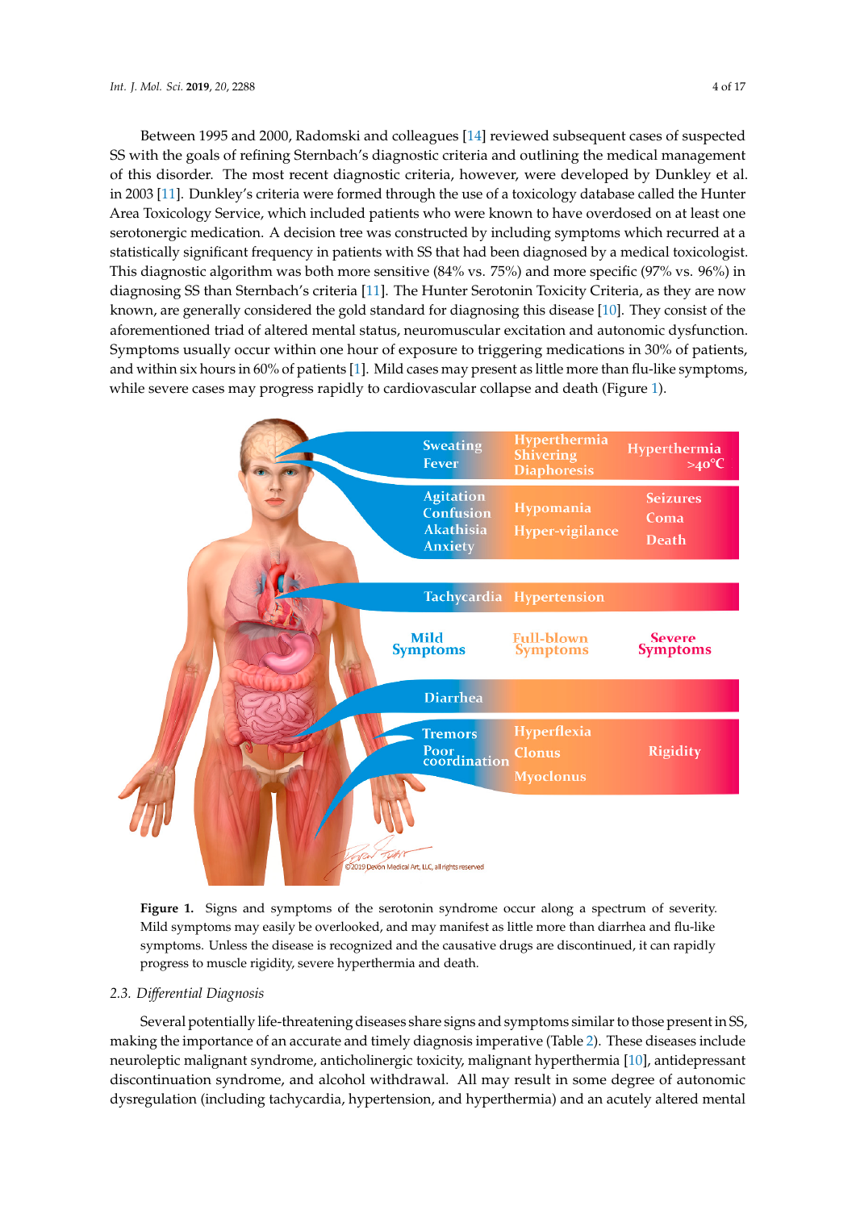Between 1995 and 2000, Radomski and colleagues [14] reviewed subsequent cases of suspected SS with the goals of refining Sternbach's diagnostic criteria and outlining the medical management of this disorder. The most recent diagnostic criteria, however, were developed by Dunkley et al. in 2003 [11]. Dunkley's criteria were formed through the use of a toxicology database called the Hunter Area Toxicology Service, which included patients who were known to have overdosed on at least one serotonergic medication. A decision tree was constructed by including symptoms which recurred at a statistically significant frequency in patients with SS that had been diagnosed by a medical toxicologist. This diagnostic algorithm was both more sensitive (84% vs. 75%) and more specific (97% vs. 96%) in diagnosing SS than Sternbach's criteria [11]. The Hunter Serotonin Toxicity Criteria, as they are now known, are generally considered the gold standard for diagnosing this disease [10]. They consist of the aforementioned triad of altered mental status, neuromuscular excitation and autonomic dysfunction. Symptoms usually occur within one hour of exposure to triggering medications in 30% of patients, and within six hours in 60% of patients [1]. Mild cases may present as little more than flu-like symptoms, while severe cases may progress rapidly to cardiovascular collapse and death (Figure 1).

**Figure 1.** Signs and symptoms of the serotonin syndrome occur along a spectrum of severity. Mild symptoms may easily be overlooked, and may manifest as little more than diarrhea and flu-like symptoms. Unless the disease is recognized and the causative drugs are discontinued, it can rapidly progress to muscle rigidity, severe hyperthermia and death.

### 2.3. *Differential Diagnosis*

Several potentially life-threatening diseases share signs and symptoms similar to those present in SS, making the importance of an accurate and timely diagnosis imperative (Table 2). These diseases include neuroleptic malignant syndrome, anticholinergic toxicity, malignant hyperthermia [10], antidepressant discontinuation syndrome, and alcohol withdrawal. All may result in some degree of autonomic dysregulation (including tachycardia, hypertension, and hyperthermia) and an acutely altered mental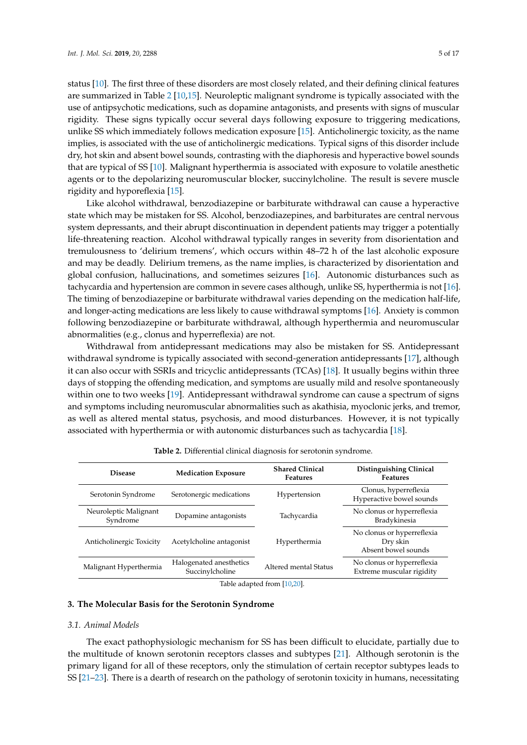status [10]. The first three of these disorders are most closely related, and their defining clinical features are summarized in Table 2 [10,15]. Neuroleptic malignant syndrome is typically associated with the use of antipsychotic medications, such as dopamine antagonists, and presents with signs of muscular rigidity. These signs typically occur several days following exposure to triggering medications, unlike SS which immediately follows medication exposure [15]. Anticholinergic toxicity, as the name implies, is associated with the use of anticholinergic medications. Typical signs of this disorder include dry, hot skin and absent bowel sounds, contrasting with the diaphoresis and hyperactive bowel sounds that are typical of SS [10]. Malignant hyperthermia is associated with exposure to volatile anesthetic agents or to the depolarizing neuromuscular blocker, succinylcholine. The result is severe muscle rigidity and hyporeflexia [15].

Like alcohol withdrawal, benzodiazepine or barbiturate withdrawal can cause a hyperactive state which may be mistaken for SS. Alcohol, benzodiazepines, and barbiturates are central nervous system depressants, and their abrupt discontinuation in dependent patients may trigger a potentially life-threatening reaction. Alcohol withdrawal typically ranges in severity from disorientation and tremulousness to 'delirium tremens', which occurs within 48–72 h of the last alcoholic exposure and may be deadly. Delirium tremens, as the name implies, is characterized by disorientation and global confusion, hallucinations, and sometimes seizures [16]. Autonomic disturbances such as tachycardia and hypertension are common in severe cases although, unlike SS, hyperthermia is not [16]. The timing of benzodiazepine or barbiturate withdrawal varies depending on the medication half-life, and longer-acting medications are less likely to cause withdrawal symptoms [16]. Anxiety is common following benzodiazepine or barbiturate withdrawal, although hyperthermia and neuromuscular abnormalities (e.g., clonus and hyperreflexia) are not.

Withdrawal from antidepressant medications may also be mistaken for SS. Antidepressant withdrawal syndrome is typically associated with second-generation antidepressants [17], although it can also occur with SSRIs and tricyclic antidepressants (TCAs) [18]. It usually begins within three days of stopping the offending medication, and symptoms are usually mild and resolve spontaneously within one to two weeks [19]. Antidepressant withdrawal syndrome can cause a spectrum of signs and symptoms including neuromuscular abnormalities such as akathisia, myoclonic jerks, and tremor, as well as altered mental status, psychosis, and mood disturbances. However, it is not typically associated with hyperthermia or with autonomic disturbances such as tachycardia [18].

**Table 2.** Differential clinical diagnosis for serotonin syndrome.

| Disease | Medication Exposure | Shared Clinical Features | Distinguishing Clinical Features |
|---|---|---|---|
| Serotonin Syndrome | Serotonergic medications | Hypertension | Clonus, hyperreflexia<br>Hyperactive bowel sounds |
| Neuroleptic Malignant Syndrome | Dopamine antagonists | Tachycardia | No clonus or hyperreflexia<br>Bradykinesia |
| Anticholinergic Toxicity | Acetylcholine antagonist | Hyperthermia | No clonus or hyperreflexia<br>Dry skin<br>Absent bowel sounds |
| Malignant Hyperthermia | Halogenated anesthetics<br>Succinylcholine | Altered mental Status | No clonus or hyperreflexia<br>Extreme muscular rigidity |

Table adapted from [10,20].

## 3. The Molecular Basis for the Serotonin Syndrome

### 3.1. Animal Models

The exact pathophysiologic mechanism for SS has been difficult to elucidate, partially due to the multitude of known serotonin receptors classes and subtypes [21]. Although serotonin is the primary ligand for all of these receptors, only the stimulation of certain receptor subtypes leads to SS [21–23]. There is a dearth of research on the pathology of serotonin toxicity in humans, necessitating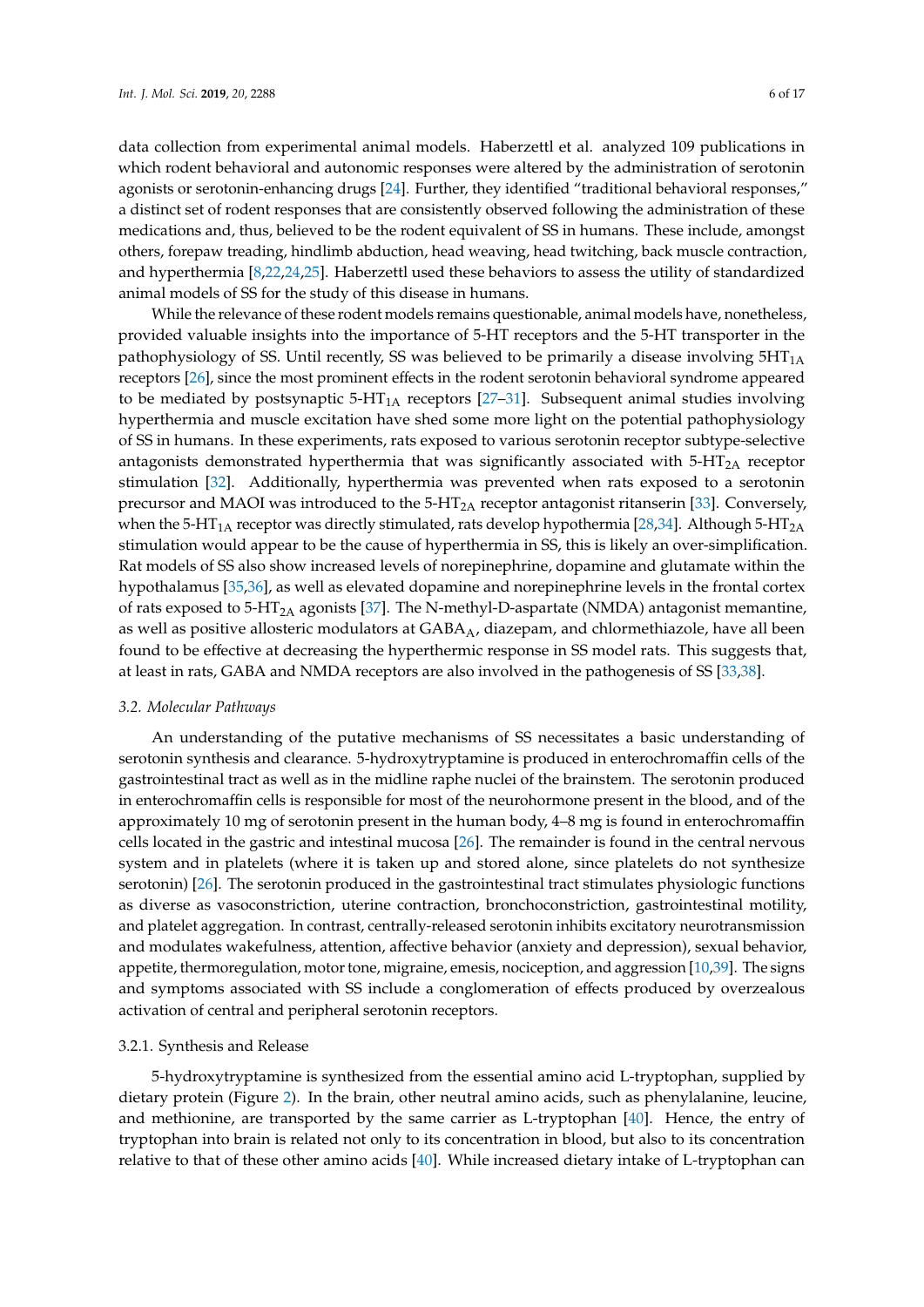data collection from experimental animal models. Haberzettl et al. analyzed 109 publications in which rodent behavioral and autonomic responses were altered by the administration of serotonin agonists or serotonin-enhancing drugs [24]. Further, they identified "traditional behavioral responses," a distinct set of rodent responses that are consistently observed following the administration of these medications and, thus, believed to be the rodent equivalent of SS in humans. These include, amongst others, forepaw treading, hindlimb abduction, head weaving, head twitching, back muscle contraction, and hyperthermia [8,22,24,25]. Haberzettl used these behaviors to assess the utility of standardized animal models of SS for the study of this disease in humans.

While the relevance of these rodent models remains questionable, animal models have, nonetheless, provided valuable insights into the importance of 5-HT receptors and the 5-HT transporter in the pathophysiology of SS. Until recently, SS was believed to be primarily a disease involving $5HT_{1A}$ receptors [26], since the most prominent effects in the rodent serotonin behavioral syndrome appeared to be mediated by postsynaptic 5-$HT_{1A}$ receptors [27–31]. Subsequent animal studies involving hyperthermia and muscle excitation have shed some more light on the potential pathophysiology of SS in humans. In these experiments, rats exposed to various serotonin receptor subtype-selective antagonists demonstrated hyperthermia that was significantly associated with 5-$HT_{2A}$ receptor stimulation [32]. Additionally, hyperthermia was prevented when rats exposed to a serotonin precursor and MAOI was introduced to the 5-$HT_{2A}$ receptor antagonist ritanserin [33]. Conversely, when the 5-$HT_{1A}$ receptor was directly stimulated, rats develop hypothermia [28,34]. Although 5-$HT_{2A}$ stimulation would appear to be the cause of hyperthermia in SS, this is likely an over-simplification. Rat models of SS also show increased levels of norepinephrine, dopamine and glutamate within the hypothalamus [35,36], as well as elevated dopamine and norepinephrine levels in the frontal cortex of rats exposed to 5-$HT_{2A}$ agonists [37]. The N-methyl-D-aspartate (NMDA) antagonist memantine, as well as positive allosteric modulators at $GABA_A$, diazepam, and chlormethiazole, have all been found to be effective at decreasing the hyperthermic response in SS model rats. This suggests that, at least in rats, GABA and NMDA receptors are also involved in the pathogenesis of SS [33,38].

### *3.2. Molecular Pathways*

An understanding of the putative mechanisms of SS necessitates a basic understanding of serotonin synthesis and clearance. 5-hydroxytryptamine is produced in enterochromaffin cells of the gastrointestinal tract as well as in the midline raphe nuclei of the brainstem. The serotonin produced in enterochromaffin cells is responsible for most of the neurohormone present in the blood, and of the approximately 10 mg of serotonin present in the human body, 4–8 mg is found in enterochromaffin cells located in the gastric and intestinal mucosa [26]. The remainder is found in the central nervous system and in platelets (where it is taken up and stored alone, since platelets do not synthesize serotonin) [26]. The serotonin produced in the gastrointestinal tract stimulates physiologic functions as diverse as vasoconstriction, uterine contraction, bronchoconstriction, gastrointestinal motility, and platelet aggregation. In contrast, centrally-released serotonin inhibits excitatory neurotransmission and modulates wakefulness, attention, affective behavior (anxiety and depression), sexual behavior, appetite, thermoregulation, motor tone, migraine, emesis, nociception, and aggression [10,39]. The signs and symptoms associated with SS include a conglomeration of effects produced by overzealous activation of central and peripheral serotonin receptors.

#### 3.2.1. Synthesis and Release

5-hydroxytryptamine is synthesized from the essential amino acid L-tryptophan, supplied by dietary protein (Figure 2). In the brain, other neutral amino acids, such as phenylalanine, leucine, and methionine, are transported by the same carrier as L-tryptophan [40]. Hence, the entry of tryptophan into brain is related not only to its concentration in blood, but also to its concentration relative to that of these other amino acids [40]. While increased dietary intake of L-tryptophan can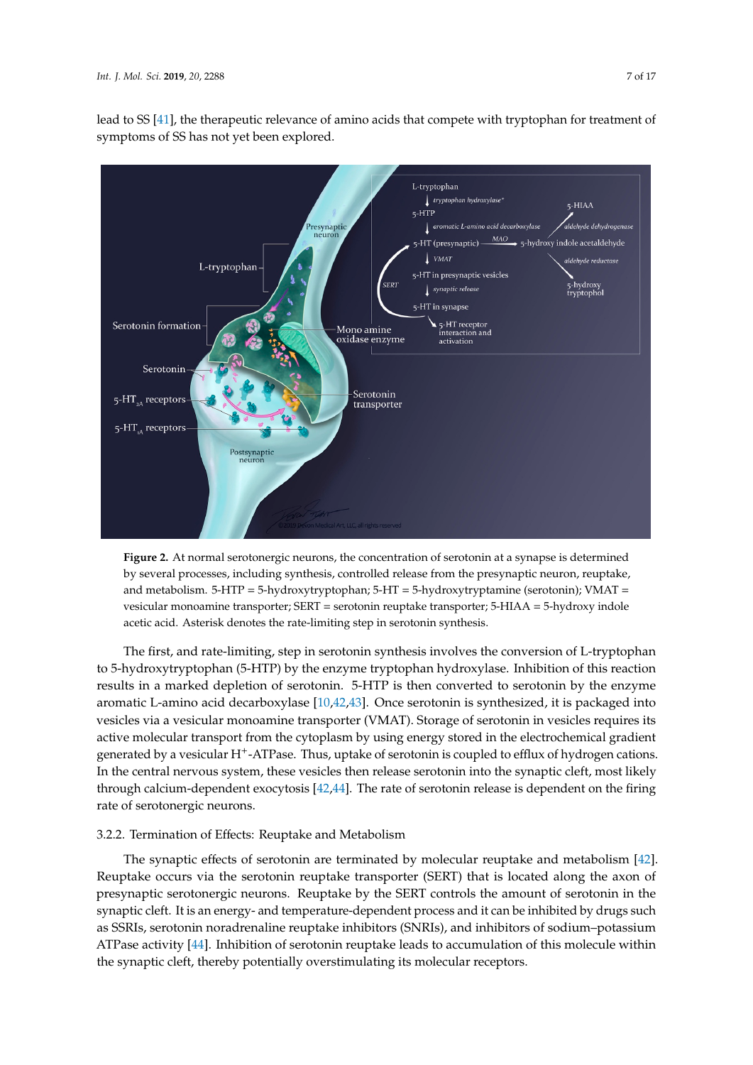lead to SS [41], the therapeutic relevance of amino acids that compete with tryptophan for treatment of symptoms of SS has not yet been explored.

**Figure 2.** At normal serotonergic neurons, the concentration of serotonin at a synapse is determined by several processes, including synthesis, controlled release from the presynaptic neuron, reuptake, and metabolism. 5-HTP = 5-hydroxytryptophan; 5-HT = 5-hydroxytryptamine (serotonin); VMAT = vesicular monoamine transporter; SERT = serotonin reuptake transporter; 5-HIAA = 5-hydroxy indole acetic acid. Asterisk denotes the rate-limiting step in serotonin synthesis.

The first, and rate-limiting, step in serotonin synthesis involves the conversion of L-tryptophan to 5-hydroxytryptophan (5-HTP) by the enzyme tryptophan hydroxylase. Inhibition of this reaction results in a marked depletion of serotonin. 5-HTP is then converted to serotonin by the enzyme aromatic L-amino acid decarboxylase [10,42,43]. Once serotonin is synthesized, it is packaged into vesicles via a vesicular monoamine transporter (VMAT). Storage of serotonin in vesicles requires its active molecular transport from the cytoplasm by using energy stored in the electrochemical gradient generated by a vesicular $H^+$-ATPase. Thus, uptake of serotonin is coupled to efflux of hydrogen cations. In the central nervous system, these vesicles then release serotonin into the synaptic cleft, most likely through calcium-dependent exocytosis [42,44]. The rate of serotonin release is dependent on the firing rate of serotonergic neurons.

### 3.2.2. Termination of Effects: Reuptake and Metabolism

The synaptic effects of serotonin are terminated by molecular reuptake and metabolism [42]. Reuptake occurs via the serotonin reuptake transporter (SERT) that is located along the axon of presynaptic serotonergic neurons. Reuptake by the SERT controls the amount of serotonin in the synaptic cleft. It is an energy- and temperature-dependent process and it can be inhibited by drugs such as SSRIs, serotonin noradrenaline reuptake inhibitors (SNRIs), and inhibitors of sodium–potassium ATPase activity [44]. Inhibition of serotonin reuptake leads to accumulation of this molecule within the synaptic cleft, thereby potentially overstimulating its molecular receptors.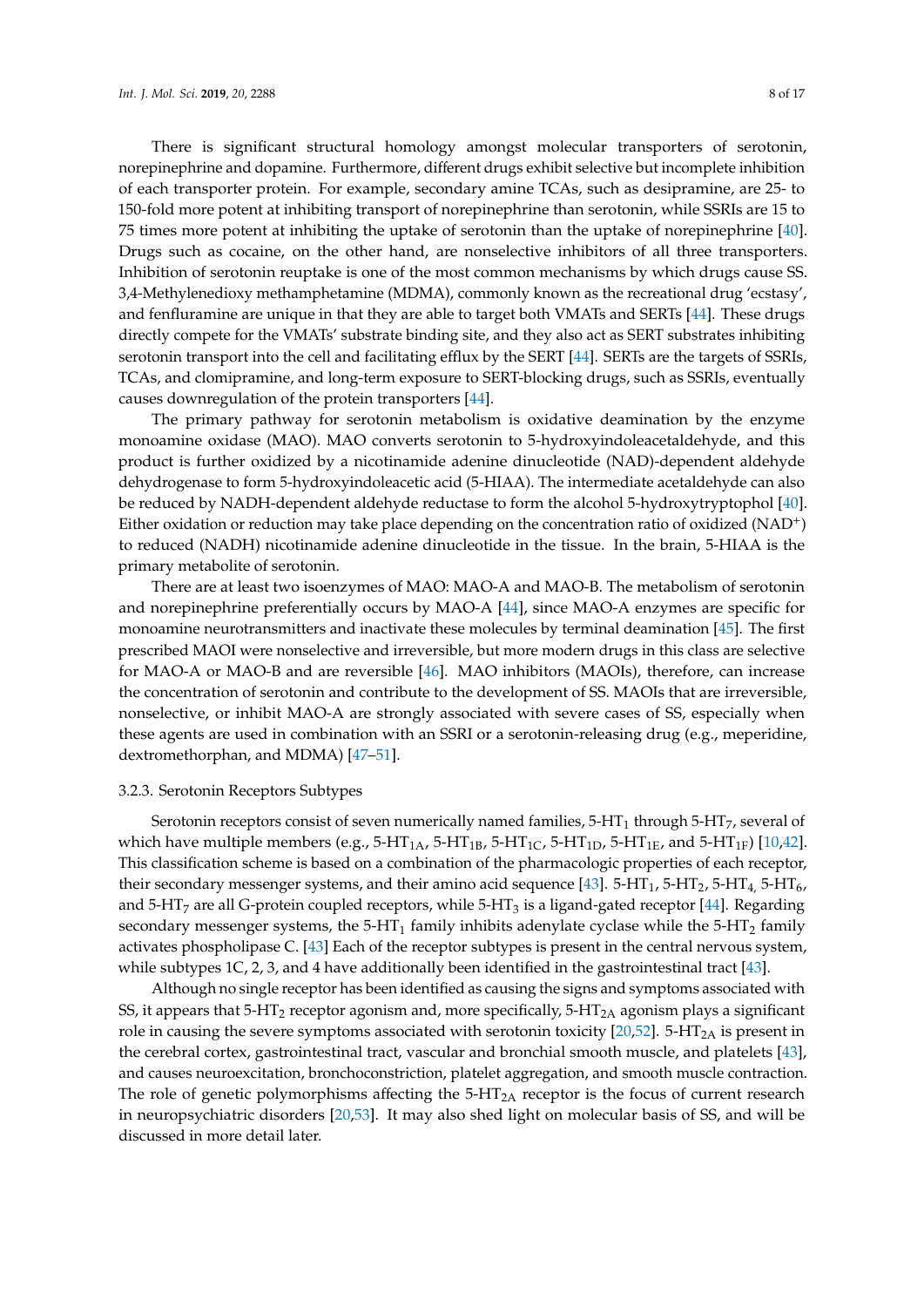There is significant structural homology amongst molecular transporters of serotonin, norepinephrine and dopamine. Furthermore, different drugs exhibit selective but incomplete inhibition of each transporter protein. For example, secondary amine TCAs, such as desipramine, are 25- to 150-fold more potent at inhibiting transport of norepinephrine than serotonin, while SSRIs are 15 to 75 times more potent at inhibiting the uptake of serotonin than the uptake of norepinephrine [40]. Drugs such as cocaine, on the other hand, are nonselective inhibitors of all three transporters. Inhibition of serotonin reuptake is one of the most common mechanisms by which drugs cause SS. 3,4-Methylenedioxy methamphetamine (MDMA), commonly known as the recreational drug 'ecstasy', and fenfluramine are unique in that they are able to target both VMATs and SERTs [44]. These drugs directly compete for the VMATs' substrate binding site, and they also act as SERT substrates inhibiting serotonin transport into the cell and facilitating efflux by the SERT [44]. SERTs are the targets of SSRIs, TCAs, and clomipramine, and long-term exposure to SERT-blocking drugs, such as SSRIs, eventually causes downregulation of the protein transporters [44].

The primary pathway for serotonin metabolism is oxidative deamination by the enzyme monoamine oxidase (MAO). MAO converts serotonin to 5-hydroxyindoleacetaldehyde, and this product is further oxidized by a nicotinamide adenine dinucleotide (NAD)-dependent aldehyde dehydrogenase to form 5-hydroxyindoleacetic acid (5-HIAA). The intermediate acetaldehyde can also be reduced by NADH-dependent aldehyde reductase to form the alcohol 5-hydroxytryptophol [40]. Either oxidation or reduction may take place depending on the concentration ratio of oxidized ($NAD^+$) to reduced (NADH) nicotinamide adenine dinucleotide in the tissue. In the brain, 5-HIAA is the primary metabolite of serotonin.

There are at least two isoenzymes of MAO: MAO-A and MAO-B. The metabolism of serotonin and norepinephrine preferentially occurs by MAO-A [44], since MAO-A enzymes are specific for monoamine neurotransmitters and inactivate these molecules by terminal deamination [45]. The first prescribed MAOI were nonselective and irreversible, but more modern drugs in this class are selective for MAO-A or MAO-B and are reversible [46]. MAO inhibitors (MAOIs), therefore, can increase the concentration of serotonin and contribute to the development of SS. MAOIs that are irreversible, nonselective, or inhibit MAO-A are strongly associated with severe cases of SS, especially when these agents are used in combination with an SSRI or a serotonin-releasing drug (e.g., meperidine, dextromethorphan, and MDMA) [47–51].

### 3.2.3. Serotonin Receptors Subtypes

Serotonin receptors consist of seven numerically named families, $5\text{-HT}_1$ through $5\text{-HT}_7$, several of which have multiple members (e.g., $5\text{-HT}_{1A}$, $5\text{-HT}_{1B}$, $5\text{-HT}_{1C}$, $5\text{-HT}_{1D}$, $5\text{-HT}_{1E}$, and $5\text{-HT}_{1F}$) [10,42]. This classification scheme is based on a combination of the pharmacologic properties of each receptor, their secondary messenger systems, and their amino acid sequence [43]. $5\text{-HT}_1$, $5\text{-HT}_2$, $5\text{-HT}_4$, $5\text{-HT}_6$, and $5\text{-HT}_7$ are all G-protein coupled receptors, while $5\text{-HT}_3$ is a ligand-gated receptor [44]. Regarding secondary messenger systems, the $5\text{-HT}_1$ family inhibits adenylate cyclase while the $5\text{-HT}_2$ family activates phospholipase C. [43] Each of the receptor subtypes is present in the central nervous system, while subtypes 1C, 2, 3, and 4 have additionally been identified in the gastrointestinal tract [43].

Although no single receptor has been identified as causing the signs and symptoms associated with SS, it appears that $5\text{-HT}_2$ receptor agonism and, more specifically, $5\text{-HT}_{2A}$ agonism plays a significant role in causing the severe symptoms associated with serotonin toxicity [20,52]. $5\text{-HT}_{2A}$ is present in the cerebral cortex, gastrointestinal tract, vascular and bronchial smooth muscle, and platelets [43], and causes neuroexcitation, bronchoconstriction, platelet aggregation, and smooth muscle contraction. The role of genetic polymorphisms affecting the $5\text{-HT}_{2A}$ receptor is the focus of current research in neuropsychiatric disorders [20,53]. It may also shed light on molecular basis of SS, and will be discussed in more detail later.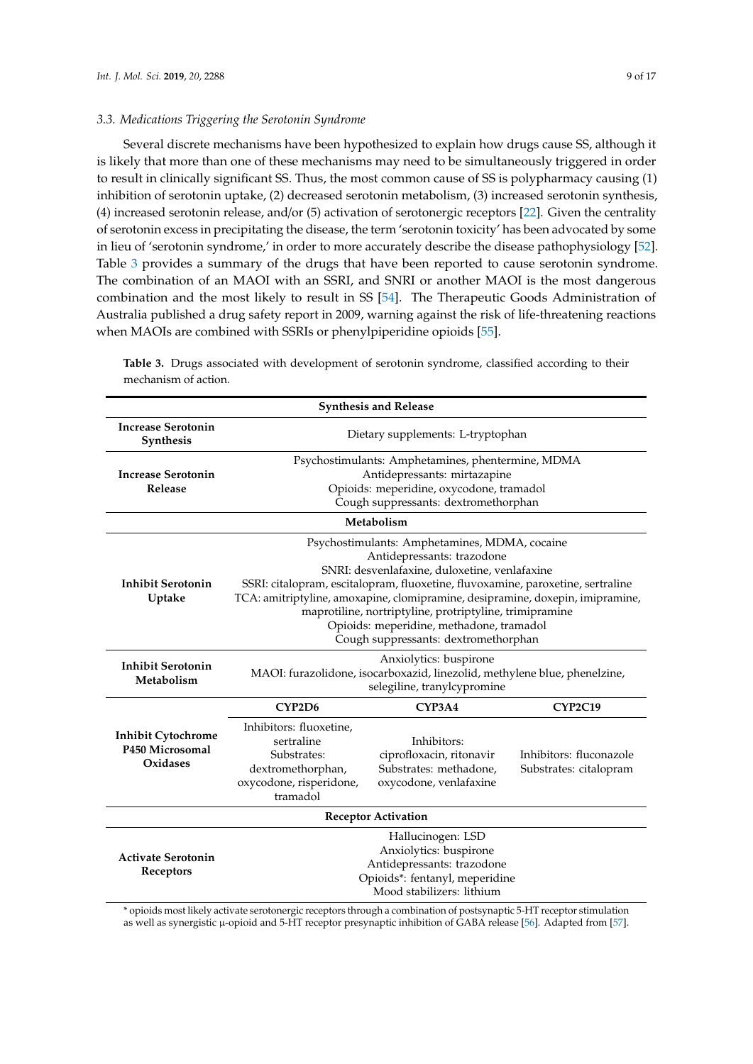### 3.3. Medications Triggering the Serotonin Syndrome

Several discrete mechanisms have been hypothesized to explain how drugs cause SS, although it is likely that more than one of these mechanisms may need to be simultaneously triggered in order to result in clinically significant SS. Thus, the most common cause of SS is polypharmacy causing (1) inhibition of serotonin uptake, (2) decreased serotonin metabolism, (3) increased serotonin synthesis, (4) increased serotonin release, and/or (5) activation of serotonergic receptors [22]. Given the centrality of serotonin excess in precipitating the disease, the term 'serotonin toxicity' has been advocated by some in lieu of 'serotonin syndrome,' in order to more accurately describe the disease pathophysiology [52]. Table 3 provides a summary of the drugs that have been reported to cause serotonin syndrome. The combination of an MAOI with an SSRI, and SNRI or another MAOI is the most dangerous combination and the most likely to result in SS [54]. The Therapeutic Goods Administration of Australia published a drug safety report in 2009, warning against the risk of life-threatening reactions when MAOIs are combined with SSRIs or phenylpiperidine opioids [55].

**Table 3.** Drugs associated with development of serotonin syndrome, classified according to their mechanism of action.

| **Synthesis and Release** | | | |
|---|---|---|---|
| **Increase Serotonin Synthesis** | Dietary supplements: L-tryptophan | | |
| **Increase Serotonin Release** | Psychostimulants: Amphetamines, phentermine, MDMA<br>Antidepressants: mirtazapine<br>Opioids: meperidine, oxycodone, tramadol<br>Cough suppressants: dextromethorphan | | |
| **Metabolism** | | | |
| **Inhibit Serotonin Uptake** | Psychostimulants: Amphetamines, MDMA, cocaine<br>Antidepressants: trazodone<br>SNRI: desvenlafaxine, duloxetine, venlafaxine<br>SSRI: citalopram, escitalopram, fluoxetine, fluvoxamine, paroxetine, sertraline<br>TCA: amitriptyline, amoxapine, clomipramine, desipramine, doxepin, imipramine, maprotiline, nortriptyline, protriptyline, trimipramine<br>Opioids: meperidine, methadone, tramadol<br>Cough suppressants: dextromethorphan | | |
| **Inhibit Serotonin Metabolism** | Anxiolytics: buspirone<br>MAOI: furazolidone, isocarboxazid, linezolid, methylene blue, phenelzine, selegiline, tranylcypromine | | |
| | **CYP2D6** | **CYP3A4** | **CYP2C19** |
| **Inhibit Cytochrome P450 Microsomal Oxidases** | Inhibitors: fluoxetine, sertraline<br>Substrates: dextromethorphan, oxycodone, risperidone, tramadol | Inhibitors: ciprofloxacin, ritonavir<br>Substrates: methadone, oxycodone, venlafaxine | Inhibitors: fluconazole<br>Substrates: citalopram |
| **Receptor Activation** | | | |
| **Activate Serotonin Receptors** | Hallucinogen: LSD<br>Anxiolytics: buspirone<br>Antidepressants: trazodone<br>Opioids*: fentanyl, meperidine<br>Mood stabilizers: lithium | | |

\* opioids most likely activate serotonergic receptors through a combination of postsynaptic 5-HT receptor stimulation as well as synergistic μ-opioid and 5-HT receptor presynaptic inhibition of GABA release [56]. Adapted from [57].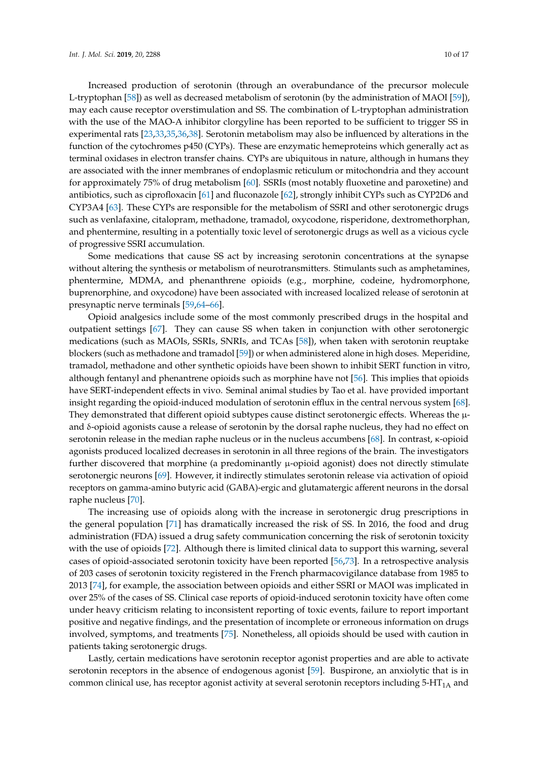Increased production of serotonin (through an overabundance of the precursor molecule L-tryptophan [58]) as well as decreased metabolism of serotonin (by the administration of MAOI [59]), may each cause receptor overstimulation and SS. The combination of L-tryptophan administration with the use of the MAO-A inhibitor clorgyline has been reported to be sufficient to trigger SS in experimental rats [23,33,35,36,38]. Serotonin metabolism may also be influenced by alterations in the function of the cytochromes p450 (CYPs). These are enzymatic hemeproteins which generally act as terminal oxidases in electron transfer chains. CYPs are ubiquitous in nature, although in humans they are associated with the inner membranes of endoplasmic reticulum or mitochondria and they account for approximately 75% of drug metabolism [60]. SSRIs (most notably fluoxetine and paroxetine) and antibiotics, such as ciprofloxacin [61] and fluconazole [62], strongly inhibit CYPs such as CYP2D6 and CYP3A4 [63]. These CYPs are responsible for the metabolism of SSRI and other serotonergic drugs such as venlafaxine, citalopram, methadone, tramadol, oxycodone, risperidone, dextromethorphan, and phentermine, resulting in a potentially toxic level of serotonergic drugs as well as a vicious cycle of progressive SSRI accumulation.

Some medications that cause SS act by increasing serotonin concentrations at the synapse without altering the synthesis or metabolism of neurotransmitters. Stimulants such as amphetamines, phentermine, MDMA, and phenanthrene opioids (e.g., morphine, codeine, hydromorphone, buprenorphine, and oxycodone) have been associated with increased localized release of serotonin at presynaptic nerve terminals [59,64–66].

Opioid analgesics include some of the most commonly prescribed drugs in the hospital and outpatient settings [67]. They can cause SS when taken in conjunction with other serotonergic medications (such as MAOIs, SSRIs, SNRIs, and TCAs [58]), when taken with serotonin reuptake blockers (such as methadone and tramadol [59]) or when administered alone in high doses. Meperidine, tramadol, methadone and other synthetic opioids have been shown to inhibit SERT function in vitro, although fentanyl and phenantrene opioids such as morphine have not [56]. This implies that opioids have SERT-independent effects in vivo. Seminal animal studies by Tao et al. have provided important insight regarding the opioid-induced modulation of serotonin efflux in the central nervous system [68]. They demonstrated that different opioid subtypes cause distinct serotonergic effects. Whereas the μ- and δ-opioid agonists cause a release of serotonin by the dorsal raphe nucleus, they had no effect on serotonin release in the median raphe nucleus or in the nucleus accumbens [68]. In contrast, κ-opioid agonists produced localized decreases in serotonin in all three regions of the brain. The investigators further discovered that morphine (a predominantly μ-opioid agonist) does not directly stimulate serotonergic neurons [69]. However, it indirectly stimulates serotonin release via activation of opioid receptors on gamma-amino butyric acid (GABA)-ergic and glutamatergic afferent neurons in the dorsal raphe nucleus [70].

The increasing use of opioids along with the increase in serotonergic drug prescriptions in the general population [71] has dramatically increased the risk of SS. In 2016, the food and drug administration (FDA) issued a drug safety communication concerning the risk of serotonin toxicity with the use of opioids [72]. Although there is limited clinical data to support this warning, several cases of opioid-associated serotonin toxicity have been reported [56,73]. In a retrospective analysis of 203 cases of serotonin toxicity registered in the French pharmacovigilance database from 1985 to 2013 [74], for example, the association between opioids and either SSRI or MAOI was implicated in over 25% of the cases of SS. Clinical case reports of opioid-induced serotonin toxicity have often come under heavy criticism relating to inconsistent reporting of toxic events, failure to report important positive and negative findings, and the presentation of incomplete or erroneous information on drugs involved, symptoms, and treatments [75]. Nonetheless, all opioids should be used with caution in patients taking serotonergic drugs.

Lastly, certain medications have serotonin receptor agonist properties and are able to activate serotonin receptors in the absence of endogenous agonist [59]. Buspirone, an anxiolytic that is in common clinical use, has receptor agonist activity at several serotonin receptors including 5-HT$_{1A}$ and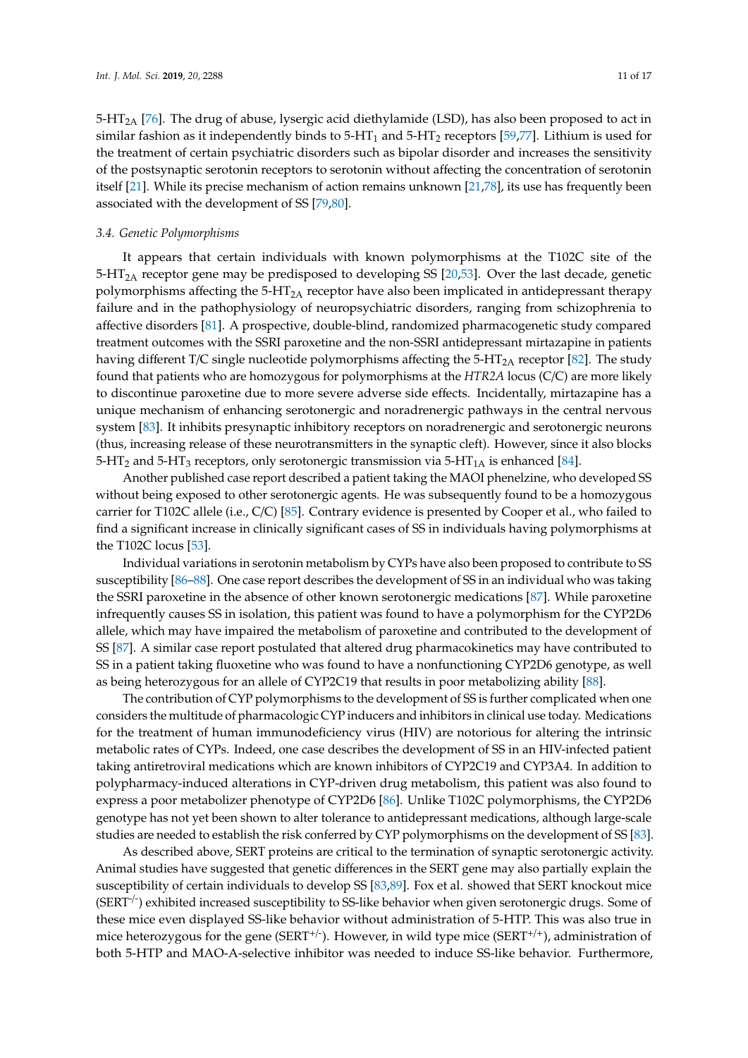$5\text{-}HT_{2A}$ [76]. The drug of abuse, lysergic acid diethylamide (LSD), has also been proposed to act in similar fashion as it independently binds to $5\text{-}HT_1$ and $5\text{-}HT_2$ receptors [59,77]. Lithium is used for the treatment of certain psychiatric disorders such as bipolar disorder and increases the sensitivity of the postsynaptic serotonin receptors to serotonin without affecting the concentration of serotonin itself [21]. While its precise mechanism of action remains unknown [21,78], its use has frequently been associated with the development of SS [79,80].

### 3.4. Genetic Polymorphisms

It appears that certain individuals with known polymorphisms at the T102C site of the $5\text{-}HT_{2A}$ receptor gene may be predisposed to developing SS [20,53]. Over the last decade, genetic polymorphisms affecting the $5\text{-}HT_{2A}$ receptor have also been implicated in antidepressant therapy failure and in the pathophysiology of neuropsychiatric disorders, ranging from schizophrenia to affective disorders [81]. A prospective, double-blind, randomized pharmacogenetic study compared treatment outcomes with the SSRI paroxetine and the non-SSRI antidepressant mirtazapine in patients having different T/C single nucleotide polymorphisms affecting the $5\text{-}HT_{2A}$ receptor [82]. The study found that patients who are homozygous for polymorphisms at the *HTR2A* locus (C/C) are more likely to discontinue paroxetine due to more severe adverse side effects. Incidentally, mirtazapine has a unique mechanism of enhancing serotonergic and noradrenergic pathways in the central nervous system [83]. It inhibits presynaptic inhibitory receptors on noradrenergic and serotonergic neurons (thus, increasing release of these neurotransmitters in the synaptic cleft). However, since it also blocks $5\text{-}HT_2$ and $5\text{-}HT_3$ receptors, only serotonergic transmission via $5\text{-}HT_{1A}$ is enhanced [84].

Another published case report described a patient taking the MAOI phenelzine, who developed SS without being exposed to other serotonergic agents. He was subsequently found to be a homozygous carrier for T102C allele (i.e., C/C) [85]. Contrary evidence is presented by Cooper et al., who failed to find a significant increase in clinically significant cases of SS in individuals having polymorphisms at the T102C locus [53].

Individual variations in serotonin metabolism by CYPs have also been proposed to contribute to SS susceptibility [86–88]. One case report describes the development of SS in an individual who was taking the SSRI paroxetine in the absence of other known serotonergic medications [87]. While paroxetine infrequently causes SS in isolation, this patient was found to have a polymorphism for the CYP2D6 allele, which may have impaired the metabolism of paroxetine and contributed to the development of SS [87]. A similar case report postulated that altered drug pharmacokinetics may have contributed to SS in a patient taking fluoxetine who was found to have a nonfunctioning CYP2D6 genotype, as well as being heterozygous for an allele of CYP2C19 that results in poor metabolizing ability [88].

The contribution of CYP polymorphisms to the development of SS is further complicated when one considers the multitude of pharmacologic CYP inducers and inhibitors in clinical use today. Medications for the treatment of human immunodeficiency virus (HIV) are notorious for altering the intrinsic metabolic rates of CYPs. Indeed, one case describes the development of SS in an HIV-infected patient taking antiretroviral medications which are known inhibitors of CYP2C19 and CYP3A4. In addition to polypharmacy-induced alterations in CYP-driven drug metabolism, this patient was also found to express a poor metabolizer phenotype of CYP2D6 [86]. Unlike T102C polymorphisms, the CYP2D6 genotype has not yet been shown to alter tolerance to antidepressant medications, although large-scale studies are needed to establish the risk conferred by CYP polymorphisms on the development of SS [83].

As described above, SERT proteins are critical to the termination of synaptic serotonergic activity. Animal studies have suggested that genetic differences in the SERT gene may also partially explain the susceptibility of certain individuals to develop SS [83,89]. Fox et al. showed that SERT knockout mice ($SERT^{-/-}$) exhibited increased susceptibility to SS-like behavior when given serotonergic drugs. Some of these mice even displayed SS-like behavior without administration of 5-HTP. This was also true in mice heterozygous for the gene ($SERT^{+/-}$). However, in wild type mice ($SERT^{+/+}$), administration of both 5-HTP and MAO-A-selective inhibitor was needed to induce SS-like behavior. Furthermore,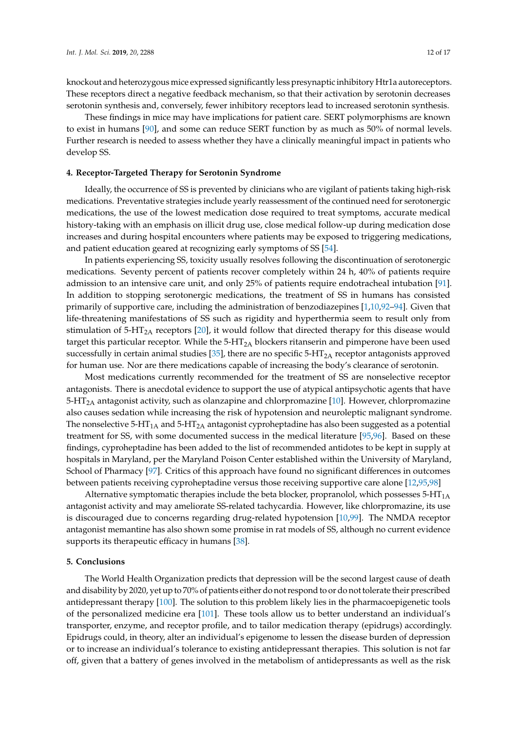knockout and heterozygous mice expressed significantly less presynaptic inhibitory Htr1a autoreceptors. These receptors direct a negative feedback mechanism, so that their activation by serotonin decreases serotonin synthesis and, conversely, fewer inhibitory receptors lead to increased serotonin synthesis.

These findings in mice may have implications for patient care. SERT polymorphisms are known to exist in humans [90], and some can reduce SERT function by as much as 50% of normal levels. Further research is needed to assess whether they have a clinically meaningful impact in patients who develop SS.

## 4. Receptor-Targeted Therapy for Serotonin Syndrome

Ideally, the occurrence of SS is prevented by clinicians who are vigilant of patients taking high-risk medications. Preventative strategies include yearly reassessment of the continued need for serotonergic medications, the use of the lowest medication dose required to treat symptoms, accurate medical history-taking with an emphasis on illicit drug use, close medical follow-up during medication dose increases and during hospital encounters where patients may be exposed to triggering medications, and patient education geared at recognizing early symptoms of SS [54].

In patients experiencing SS, toxicity usually resolves following the discontinuation of serotonergic medications. Seventy percent of patients recover completely within 24 h, 40% of patients require admission to an intensive care unit, and only 25% of patients require endotracheal intubation [91]. In addition to stopping serotonergic medications, the treatment of SS in humans has consisted primarily of supportive care, including the administration of benzodiazepines [1,10,92–94]. Given that life-threatening manifestations of SS such as rigidity and hyperthermia seem to result only from stimulation of 5-$HT_{2A}$ receptors [20], it would follow that directed therapy for this disease would target this particular receptor. While the 5-$HT_{2A}$ blockers ritanserin and pimperone have been used successfully in certain animal studies [35], there are no specific 5-$HT_{2A}$ receptor antagonists approved for human use. Nor are there medications capable of increasing the body's clearance of serotonin.

Most medications currently recommended for the treatment of SS are nonselective receptor antagonists. There is anecdotal evidence to support the use of atypical antipsychotic agents that have 5-$HT_{2A}$ antagonist activity, such as olanzapine and chlorpromazine [10]. However, chlorpromazine also causes sedation while increasing the risk of hypotension and neuroleptic malignant syndrome. The nonselective 5-$HT_{1A}$ and 5-$HT_{2A}$ antagonist cyproheptadine has also been suggested as a potential treatment for SS, with some documented success in the medical literature [95,96]. Based on these findings, cyproheptadine has been added to the list of recommended antidotes to be kept in supply at hospitals in Maryland, per the Maryland Poison Center established within the University of Maryland, School of Pharmacy [97]. Critics of this approach have found no significant differences in outcomes between patients receiving cyproheptadine versus those receiving supportive care alone [12,95,98]

Alternative symptomatic therapies include the beta blocker, propranolol, which possesses 5-$HT_{1A}$ antagonist activity and may ameliorate SS-related tachycardia. However, like chlorpromazine, its use is discouraged due to concerns regarding drug-related hypotension [10,99]. The NMDA receptor antagonist memantine has also shown some promise in rat models of SS, although no current evidence supports its therapeutic efficacy in humans [38].

## 5. Conclusions

The World Health Organization predicts that depression will be the second largest cause of death and disability by 2020, yet up to 70% of patients either do not respond to or do not tolerate their prescribed antidepressant therapy [100]. The solution to this problem likely lies in the pharmacoepigenetic tools of the personalized medicine era [101]. These tools allow us to better understand an individual's transporter, enzyme, and receptor profile, and to tailor medication therapy (epidrugs) accordingly. Epidrugs could, in theory, alter an individual's epigenome to lessen the disease burden of depression or to increase an individual's tolerance to existing antidepressant therapies. This solution is not far off, given that a battery of genes involved in the metabolism of antidepressants as well as the risk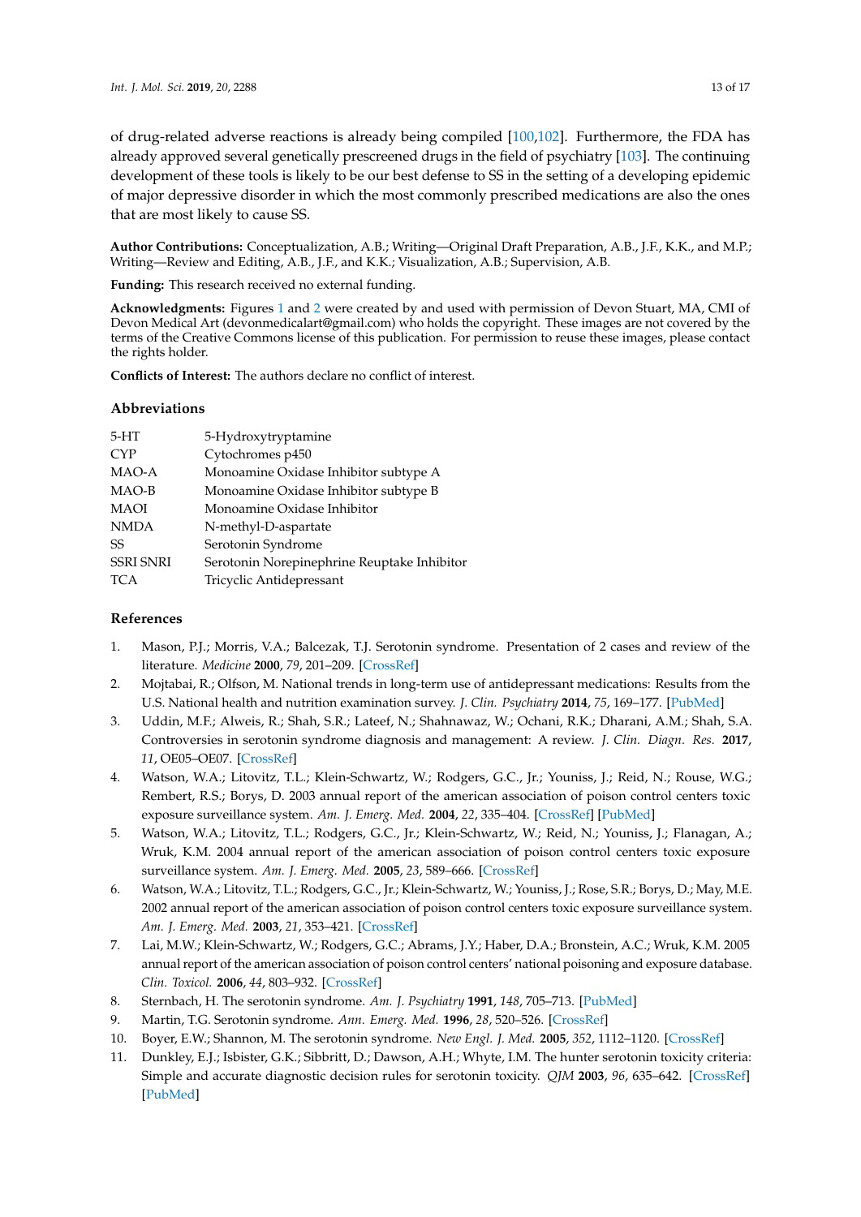of drug-related adverse reactions is already being compiled [100,102]. Furthermore, the FDA has already approved several genetically prescreened drugs in the field of psychiatry [103]. The continuing development of these tools is likely to be our best defense to SS in the setting of a developing epidemic of major depressive disorder in which the most commonly prescribed medications are also the ones that are most likely to cause SS.

**Author Contributions:** Conceptualization, A.B.; Writing—Original Draft Preparation, A.B., J.F., K.K., and M.P.; Writing—Review and Editing, A.B., J.F., and K.K.; Visualization, A.B.; Supervision, A.B.

**Funding:** This research received no external funding.

**Acknowledgments:** Figures 1 and 2 were created by and used with permission of Devon Stuart, MA, CMI of Devon Medical Art (devonmedicalart@gmail.com) who holds the copyright. These images are not covered by the terms of the Creative Commons license of this publication. For permission to reuse these images, please contact the rights holder.

**Conflicts of Interest:** The authors declare no conflict of interest.

## Abbreviations

| | |
|---|---|
| 5-HT | 5-Hydroxytryptamine |
| CYP | Cytochromes p450 |
| MAO-A | Monoamine Oxidase Inhibitor subtype A |
| MAO-B | Monoamine Oxidase Inhibitor subtype B |
| MAOI | Monoamine Oxidase Inhibitor |
| NMDA | N-methyl-D-aspartate |
| SS | Serotonin Syndrome |
| SSRI SNRI | Serotonin Norepinephrine Reuptake Inhibitor |
| TCA | Tricyclic Antidepressant |

## References

1. Mason, P.J.; Morris, V.A.; Balcezak, T.J. Serotonin syndrome. Presentation of 2 cases and review of the literature. *Medicine* **2000**, *79*, 201–209. [CrossRef]
2. Mojtabai, R.; Olfson, M. National trends in long-term use of antidepressant medications: Results from the U.S. National health and nutrition examination survey. *J. Clin. Psychiatry* **2014**, *75*, 169–177. [PubMed]
3. Uddin, M.F.; Alweis, R.; Shah, S.R.; Lateef, N.; Shahnawaz, W.; Ochani, R.K.; Dharani, A.M.; Shah, S.A. Controversies in serotonin syndrome diagnosis and management: A review. *J. Clin. Diagn. Res.* **2017**, *11*, OE05–OE07. [CrossRef]
4. Watson, W.A.; Litovitz, T.L.; Klein-Schwartz, W.; Rodgers, G.C., Jr.; Youniss, J.; Reid, N.; Rouse, W.G.; Rembert, R.S.; Borys, D. 2003 annual report of the american association of poison control centers toxic exposure surveillance system. *Am. J. Emerg. Med.* **2004**, *22*, 335–404. [CrossRef] [PubMed]
5. Watson, W.A.; Litovitz, T.L.; Rodgers, G.C., Jr.; Klein-Schwartz, W.; Reid, N.; Youniss, J.; Flanagan, A.; Wruk, K.M. 2004 annual report of the american association of poison control centers toxic exposure surveillance system. *Am. J. Emerg. Med.* **2005**, *23*, 589–666. [CrossRef]
6. Watson, W.A.; Litovitz, T.L.; Rodgers, G.C., Jr.; Klein-Schwartz, W.; Youniss, J.; Rose, S.R.; Borys, D.; May, M.E. 2002 annual report of the american association of poison control centers toxic exposure surveillance system. *Am. J. Emerg. Med.* **2003**, *21*, 353–421. [CrossRef]
7. Lai, M.W.; Klein-Schwartz, W.; Rodgers, G.C.; Abrams, J.Y.; Haber, D.A.; Bronstein, A.C.; Wruk, K.M. 2005 annual report of the american association of poison control centers' national poisoning and exposure database. *Clin. Toxicol.* **2006**, *44*, 803–932. [CrossRef]
8. Sternbach, H. The serotonin syndrome. *Am. J. Psychiatry* **1991**, *148*, 705–713. [PubMed]
9. Martin, T.G. Serotonin syndrome. *Ann. Emerg. Med.* **1996**, *28*, 520–526. [CrossRef]
10. Boyer, E.W.; Shannon, M. The serotonin syndrome. *New Engl. J. Med.* **2005**, *352*, 1112–1120. [CrossRef]
11. Dunkley, E.J.; Isbister, G.K.; Sibbritt, D.; Dawson, A.H.; Whyte, I.M. The hunter serotonin toxicity criteria: Simple and accurate diagnostic decision rules for serotonin toxicity. *QJM* **2003**, *96*, 635–642. [CrossRef] [PubMed]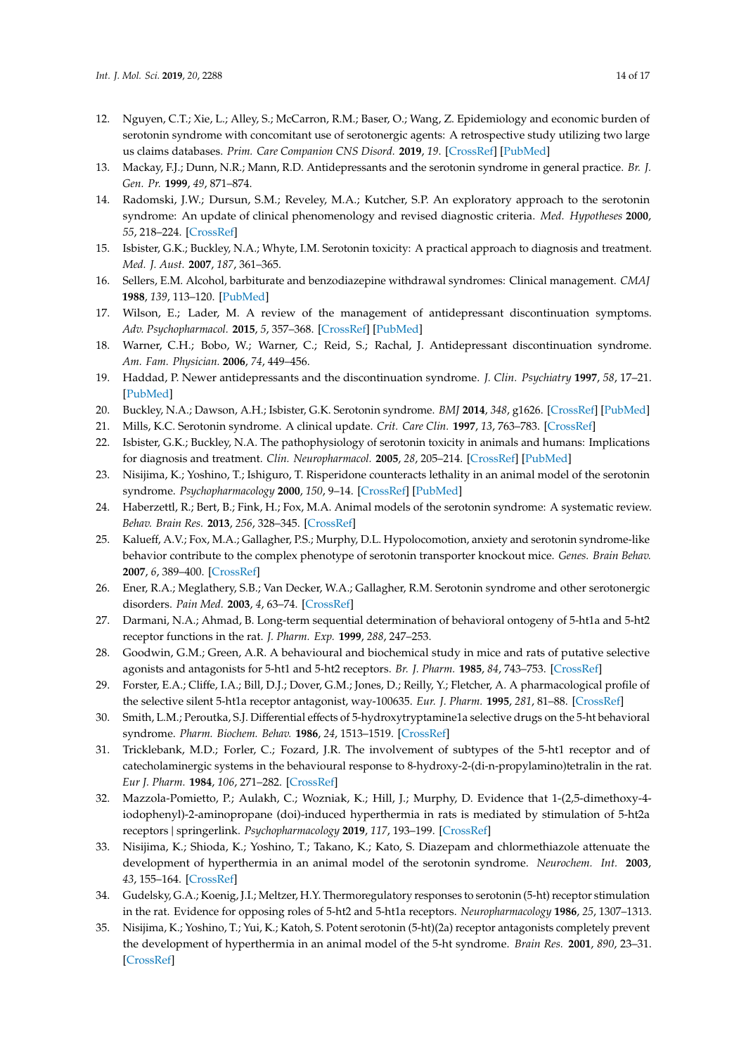12. Nguyen, C.T.; Xie, L.; Alley, S.; McCarron, R.M.; Baser, O.; Wang, Z. Epidemiology and economic burden of serotonin syndrome with concomitant use of serotonergic agents: A retrospective study utilizing two large us claims databases. *Prim. Care Companion CNS Disord.* **2019**, *19*. [CrossRef] [PubMed]
13. Mackay, F.J.; Dunn, N.R.; Mann, R.D. Antidepressants and the serotonin syndrome in general practice. *Br. J. Gen. Pr.* **1999**, *49*, 871–874.
14. Radomski, J.W.; Dursun, S.M.; Reveley, M.A.; Kutcher, S.P. An exploratory approach to the serotonin syndrome: An update of clinical phenomenology and revised diagnostic criteria. *Med. Hypotheses* **2000**, *55*, 218–224. [CrossRef]
15. Isbister, G.K.; Buckley, N.A.; Whyte, I.M. Serotonin toxicity: A practical approach to diagnosis and treatment. *Med. J. Aust.* **2007**, *187*, 361–365.
16. Sellers, E.M. Alcohol, barbiturate and benzodiazepine withdrawal syndromes: Clinical management. *CMAJ* **1988**, *139*, 113–120. [PubMed]
17. Wilson, E.; Lader, M. A review of the management of antidepressant discontinuation symptoms. *Adv. Psychopharmacol.* **2015**, *5*, 357–368. [CrossRef] [PubMed]
18. Warner, C.H.; Bobo, W.; Warner, C.; Reid, S.; Rachal, J. Antidepressant discontinuation syndrome. *Am. Fam. Physician.* **2006**, *74*, 449–456.
19. Haddad, P. Newer antidepressants and the discontinuation syndrome. *J. Clin. Psychiatry* **1997**, *58*, 17–21. [PubMed]
20. Buckley, N.A.; Dawson, A.H.; Isbister, G.K. Serotonin syndrome. *BMJ* **2014**, *348*, g1626. [CrossRef] [PubMed]
21. Mills, K.C. Serotonin syndrome. A clinical update. *Crit. Care Clin.* **1997**, *13*, 763–783. [CrossRef]
22. Isbister, G.K.; Buckley, N.A. The pathophysiology of serotonin toxicity in animals and humans: Implications for diagnosis and treatment. *Clin. Neuropharmacol.* **2005**, *28*, 205–214. [CrossRef] [PubMed]
23. Nisijima, K.; Yoshino, T.; Ishiguro, T. Risperidone counteracts lethality in an animal model of the serotonin syndrome. *Psychopharmacology* **2000**, *150*, 9–14. [CrossRef] [PubMed]
24. Haberzettl, R.; Bert, B.; Fink, H.; Fox, M.A. Animal models of the serotonin syndrome: A systematic review. *Behav. Brain Res.* **2013**, *256*, 328–345. [CrossRef]
25. Kalueff, A.V.; Fox, M.A.; Gallagher, P.S.; Murphy, D.L. Hypolocomotion, anxiety and serotonin syndrome-like behavior contribute to the complex phenotype of serotonin transporter knockout mice. *Genes. Brain Behav.* **2007**, *6*, 389–400. [CrossRef]
26. Ener, R.A.; Meglathery, S.B.; Van Decker, W.A.; Gallagher, R.M. Serotonin syndrome and other serotonergic disorders. *Pain Med.* **2003**, *4*, 63–74. [CrossRef]
27. Darmani, N.A.; Ahmad, B. Long-term sequential determination of behavioral ontogeny of 5-ht1a and 5-ht2 receptor functions in the rat. *J. Pharm. Exp.* **1999**, *288*, 247–253.
28. Goodwin, G.M.; Green, A.R. A behavioural and biochemical study in mice and rats of putative selective agonists and antagonists for 5-ht1 and 5-ht2 receptors. *Br. J. Pharm.* **1985**, *84*, 743–753. [CrossRef]
29. Forster, E.A.; Cliffe, I.A.; Bill, D.J.; Dover, G.M.; Jones, D.; Reilly, Y.; Fletcher, A. A pharmacological profile of the selective silent 5-ht1a receptor antagonist, way-100635. *Eur. J. Pharm.* **1995**, *281*, 81–88. [CrossRef]
30. Smith, L.M.; Peroutka, S.J. Differential effects of 5-hydroxytryptamine1a selective drugs on the 5-ht behavioral syndrome. *Pharm. Biochem. Behav.* **1986**, *24*, 1513–1519. [CrossRef]
31. Tricklebank, M.D.; Forler, C.; Fozard, J.R. The involvement of subtypes of the 5-ht1 receptor and of catecholaminergic systems in the behavioural response to 8-hydroxy-2-(di-n-propylamino)tetralin in the rat. *Eur J. Pharm.* **1984**, *106*, 271–282. [CrossRef]
32. Mazzola-Pomietto, P.; Aulakh, C.; Wozniak, K.; Hill, J.; Murphy, D. Evidence that 1-(2,5-dimethoxy-4-iodophenyl)-2-aminopropane (doi)-induced hyperthermia in rats is mediated by stimulation of 5-ht2a receptors | springerlink. *Psychopharmacology* **2019**, *117*, 193–199. [CrossRef]
33. Nisijima, K.; Shioda, K.; Yoshino, T.; Takano, K.; Kato, S. Diazepam and chlormethiazole attenuate the development of hyperthermia in an animal model of the serotonin syndrome. *Neurochem. Int.* **2003**, *43*, 155–164. [CrossRef]
34. Gudelsky, G.A.; Koenig, J.I.; Meltzer, H.Y. Thermoregulatory responses to serotonin (5-ht) receptor stimulation in the rat. Evidence for opposing roles of 5-ht2 and 5-ht1a receptors. *Neuropharmacology* **1986**, *25*, 1307–1313.
35. Nisijima, K.; Yoshino, T.; Yui, K.; Katoh, S. Potent serotonin (5-ht)(2a) receptor antagonists completely prevent the development of hyperthermia in an animal model of the 5-ht syndrome. *Brain Res.* **2001**, *890*, 23–31. [CrossRef]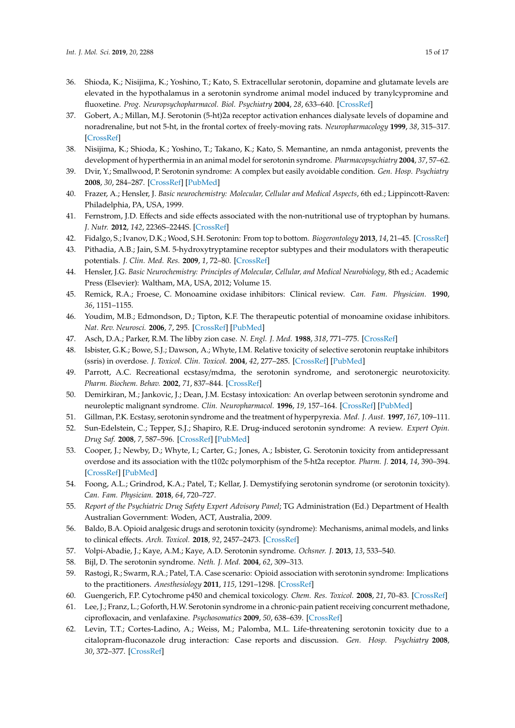36. Shioda, K.; Nisijima, K.; Yoshino, T.; Kato, S. Extracellular serotonin, dopamine and glutamate levels are elevated in the hypothalamus in a serotonin syndrome animal model induced by tranylcypromine and fluoxetine. *Prog. Neuropsychopharmacol. Biol. Psychiatry* **2004**, *28*, 633–640. [CrossRef]
37. Gobert, A.; Millan, M.J. Serotonin (5-ht)2a receptor activation enhances dialysate levels of dopamine and noradrenaline, but not 5-ht, in the frontal cortex of freely-moving rats. *Neuropharmacology* **1999**, *38*, 315–317. [CrossRef]
38. Nisijima, K.; Shioda, K.; Yoshino, T.; Takano, K.; Kato, S. Memantine, an nmda antagonist, prevents the development of hyperthermia in an animal model for serotonin syndrome. *Pharmacopsychiatry* **2004**, *37*, 57–62.
39. Dvir, Y.; Smallwood, P. Serotonin syndrome: A complex but easily avoidable condition. *Gen. Hosp. Psychiatry* **2008**, *30*, 284–287. [CrossRef] [PubMed]
40. Frazer, A.; Hensler, J. *Basic neurochemistry: Molecular, Cellular and Medical Aspects*, 6th ed.; Lippincott-Raven: Philadelphia, PA, USA, 1999.
41. Fernstrom, J.D. Effects and side effects associated with the non-nutritional use of tryptophan by humans. *J. Nutr.* **2012**, *142*, 2236S–2244S. [CrossRef]
42. Fidalgo, S.; Ivanov, D.K.; Wood, S.H. Serotonin: From top to bottom. *Biogerontology* **2013**, *14*, 21–45. [CrossRef]
43. Pithadia, A.B.; Jain, S.M. 5-hydroxytryptamine receptor subtypes and their modulators with therapeutic potentials. *J. Clin. Med. Res.* **2009**, *1*, 72–80. [CrossRef]
44. Hensler, J.G. *Basic Neurochemistry: Principles of Molecular, Cellular, and Medical Neurobiology*, 8th ed.; Academic Press (Elsevier): Waltham, MA, USA, 2012; Volume 15.
45. Remick, R.A.; Froese, C. Monoamine oxidase inhibitors: Clinical review. *Can. Fam. Physician.* **1990**, *36*, 1151–1155.
46. Youdim, M.B.; Edmondson, D.; Tipton, K.F. The therapeutic potential of monoamine oxidase inhibitors. *Nat. Rev. Neurosci.* **2006**, *7*, 295. [CrossRef] [PubMed]
47. Asch, D.A.; Parker, R.M. The libby zion case. *N. Engl. J. Med.* **1988**, *318*, 771–775. [CrossRef]
48. Isbister, G.K.; Bowe, S.J.; Dawson, A.; Whyte, I.M. Relative toxicity of selective serotonin reuptake inhibitors (ssris) in overdose. *J. Toxicol. Clin. Toxicol.* **2004**, *42*, 277–285. [CrossRef] [PubMed]
49. Parrott, A.C. Recreational ecstasy/mdma, the serotonin syndrome, and serotonergic neurotoxicity. *Pharm. Biochem. Behav.* **2002**, *71*, 837–844. [CrossRef]
50. Demirkiran, M.; Jankovic, J.; Dean, J.M. Ecstasy intoxication: An overlap between serotonin syndrome and neuroleptic malignant syndrome. *Clin. Neuropharmacol.* **1996**, *19*, 157–164. [CrossRef] [PubMed]
51. Gillman, P.K. Ecstasy, serotonin syndrome and the treatment of hyperpyrexia. *Med. J. Aust.* **1997**, *167*, 109–111.
52. Sun-Edelstein, C.; Tepper, S.J.; Shapiro, R.E. Drug-induced serotonin syndrome: A review. *Expert Opin. Drug Saf.* **2008**, *7*, 587–596. [CrossRef] [PubMed]
53. Cooper, J.; Newby, D.; Whyte, I.; Carter, G.; Jones, A.; Isbister, G. Serotonin toxicity from antidepressant overdose and its association with the t102c polymorphism of the 5-ht2a receptor. *Pharm. J.* **2014**, *14*, 390–394. [CrossRef] [PubMed]
54. Foong, A.L.; Grindrod, K.A.; Patel, T.; Kellar, J. Demystifying serotonin syndrome (or serotonin toxicity). *Can. Fam. Physician.* **2018**, *64*, 720–727.
55. *Report of the Psychiatric Drug Safety Expert Advisory Panel*; TG Administration (Ed.) Department of Health Australian Government: Woden, ACT, Australia, 2009.
56. Baldo, B.A. Opioid analgesic drugs and serotonin toxicity (syndrome): Mechanisms, animal models, and links to clinical effects. *Arch. Toxicol.* **2018**, *92*, 2457–2473. [CrossRef]
57. Volpi-Abadie, J.; Kaye, A.M.; Kaye, A.D. Serotonin syndrome. *Ochsner. J.* **2013**, *13*, 533–540.
58. Bijl, D. The serotonin syndrome. *Neth. J. Med.* **2004**, *62*, 309–313.
59. Rastogi, R.; Swarm, R.A.; Patel, T.A. Case scenario: Opioid association with serotonin syndrome: Implications to the practitioners. *Anesthesiology* **2011**, *115*, 1291–1298. [CrossRef]
60. Guengerich, F.P. Cytochrome p450 and chemical toxicology. *Chem. Res. Toxicol.* **2008**, *21*, 70–83. [CrossRef]
61. Lee, J.; Franz, L.; Goforth, H.W. Serotonin syndrome in a chronic-pain patient receiving concurrent methadone, ciprofloxacin, and venlafaxine. *Psychosomatics* **2009**, *50*, 638–639. [CrossRef]
62. Levin, T.T.; Cortes-Ladino, A.; Weiss, M.; Palomba, M.L. Life-threatening serotonin toxicity due to a citalopram-fluconazole drug interaction: Case reports and discussion. *Gen. Hosp. Psychiatry* **2008**, *30*, 372–377. [CrossRef]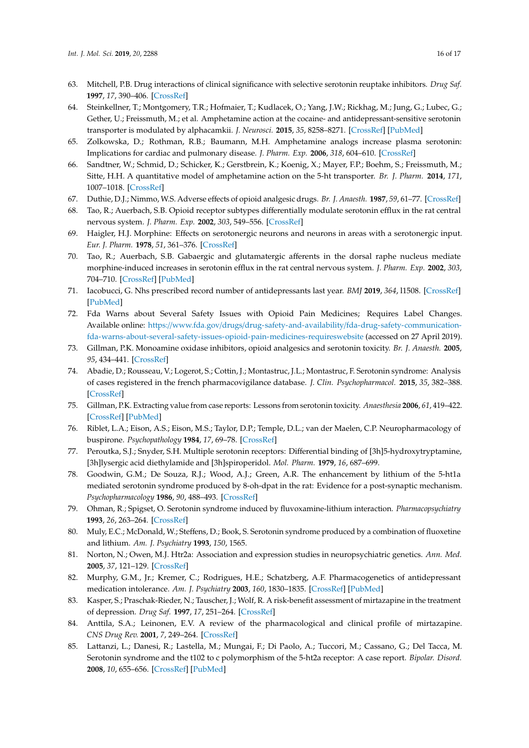63. Mitchell, P.B. Drug interactions of clinical significance with selective serotonin reuptake inhibitors. *Drug Saf.* **1997**, *17*, 390–406. [CrossRef]
64. Steinkellner, T.; Montgomery, T.R.; Hofmaier, T.; Kudlacek, O.; Yang, J.W.; Rickhag, M.; Jung, G.; Lubec, G.; Gether, U.; Freissmuth, M.; et al. Amphetamine action at the cocaine- and antidepressant-sensitive serotonin transporter is modulated by alphacamkii. *J. Neurosci.* **2015**, *35*, 8258–8271. [CrossRef] [PubMed]
65. Zolkowska, D.; Rothman, R.B.; Baumann, M.H. Amphetamine analogs increase plasma serotonin: Implications for cardiac and pulmonary disease. *J. Pharm. Exp.* **2006**, *318*, 604–610. [CrossRef]
66. Sandtner, W.; Schmid, D.; Schicker, K.; Gerstbrein, K.; Koenig, X.; Mayer, F.P.; Boehm, S.; Freissmuth, M.; Sitte, H.H. A quantitative model of amphetamine action on the 5-ht transporter. *Br. J. Pharm.* **2014**, *171*, 1007–1018. [CrossRef]
67. Duthie, D.J.; Nimmo, W.S. Adverse effects of opioid analgesic drugs. *Br. J. Anaesth.* **1987**, *59*, 61–77. [CrossRef]
68. Tao, R.; Auerbach, S.B. Opioid receptor subtypes differentially modulate serotonin efflux in the rat central nervous system. *J. Pharm. Exp.* **2002**, *303*, 549–556. [CrossRef]
69. Haigler, H.J. Morphine: Effects on serotonergic neurons and neurons in areas with a serotonergic input. *Eur. J. Pharm.* **1978**, *51*, 361–376. [CrossRef]
70. Tao, R.; Auerbach, S.B. Gabaergic and glutamatergic afferents in the dorsal raphe nucleus mediate morphine-induced increases in serotonin efflux in the rat central nervous system. *J. Pharm. Exp.* **2002**, *303*, 704–710. [CrossRef] [PubMed]
71. Iacobucci, G. Nhs prescribed record number of antidepressants last year. *BMJ* **2019**, *364*, l1508. [CrossRef] [PubMed]
72. Fda Warns about Several Safety Issues with Opioid Pain Medicines; Requires Label Changes. Available online: https://www.fda.gov/drugs/drug-safety-and-availability/fda-drug-safety-communication-fda-warns-about-several-safety-issues-opioid-pain-medicines-requireswebsite (accessed on 27 April 2019).
73. Gillman, P.K. Monoamine oxidase inhibitors, opioid analgesics and serotonin toxicity. *Br. J. Anaesth.* **2005**, *95*, 434–441. [CrossRef]
74. Abadie, D.; Rousseau, V.; Logerot, S.; Cottin, J.; Montastruc, J.L.; Montastruc, F. Serotonin syndrome: Analysis of cases registered in the french pharmacovigilance database. *J. Clin. Psychopharmacol.* **2015**, *35*, 382–388. [CrossRef]
75. Gillman, P.K. Extracting value from case reports: Lessons from serotonin toxicity. *Anaesthesia* **2006**, *61*, 419–422. [CrossRef] [PubMed]
76. Riblet, L.A.; Eison, A.S.; Eison, M.S.; Taylor, D.P.; Temple, D.L.; van der Maelen, C.P. Neuropharmacology of buspirone. *Psychopathology* **1984**, *17*, 69–78. [CrossRef]
77. Peroutka, S.J.; Snyder, S.H. Multiple serotonin receptors: Differential binding of [3h]5-hydroxytryptamine, [3h]lysergic acid diethylamide and [3h]spiroperidol. *Mol. Pharm.* **1979**, *16*, 687–699.
78. Goodwin, G.M.; De Souza, R.J.; Wood, A.J.; Green, A.R. The enhancement by lithium of the 5-ht1a mediated serotonin syndrome produced by 8-oh-dpat in the rat: Evidence for a post-synaptic mechanism. *Psychopharmacology* **1986**, *90*, 488–493. [CrossRef]
79. Ohman, R.; Spigset, O. Serotonin syndrome induced by fluvoxamine-lithium interaction. *Pharmacopsychiatry* **1993**, *26*, 263–264. [CrossRef]
80. Muly, E.C.; McDonald, W.; Steffens, D.; Book, S. Serotonin syndrome produced by a combination of fluoxetine and lithium. *Am. J. Psychiatry* **1993**, *150*, 1565.
81. Norton, N.; Owen, M.J. Htr2a: Association and expression studies in neuropsychiatric genetics. *Ann. Med.* **2005**, *37*, 121–129. [CrossRef]
82. Murphy, G.M., Jr.; Kremer, C.; Rodrigues, H.E.; Schatzberg, A.F. Pharmacogenetics of antidepressant medication intolerance. *Am. J. Psychiatry* **2003**, *160*, 1830–1835. [CrossRef] [PubMed]
83. Kasper, S.; Praschak-Rieder, N.; Tauscher, J.; Wolf, R. A risk-benefit assessment of mirtazapine in the treatment of depression. *Drug Saf.* **1997**, *17*, 251–264. [CrossRef]
84. Anttila, S.A.; Leinonen, E.V. A review of the pharmacological and clinical profile of mirtazapine. *CNS Drug Rev.* **2001**, *7*, 249–264. [CrossRef]
85. Lattanzi, L.; Danesi, R.; Lastella, M.; Mungai, F.; Di Paolo, A.; Tuccori, M.; Cassano, G.; Del Tacca, M. Serotonin syndrome and the t102 to c polymorphism of the 5-ht2a receptor: A case report. *Bipolar. Disord.* **2008**, *10*, 655–656. [CrossRef] [PubMed]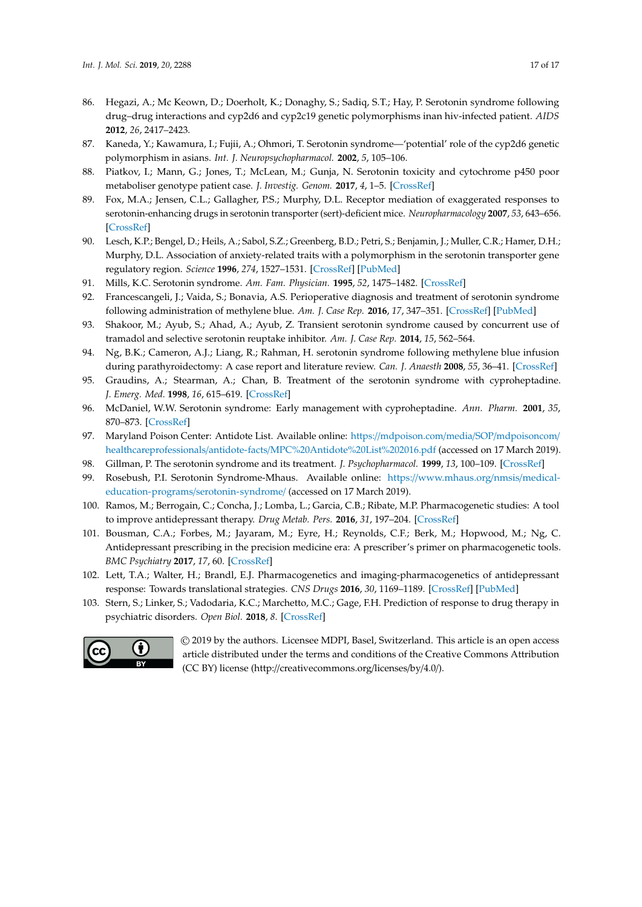86. Hegazi, A.; Mc Keown, D.; Doerholt, K.; Donaghy, S.; Sadiq, S.T.; Hay, P. Serotonin syndrome following drug–drug interactions and cyp2d6 and cyp2c19 genetic polymorphisms inan hiv-infected patient. *AIDS* **2012**, *26*, 2417–2423.
87. Kaneda, Y.; Kawamura, I.; Fujii, A.; Ohmori, T. Serotonin syndrome—'potential' role of the cyp2d6 genetic polymorphism in asians. *Int. J. Neuropsychopharmacol.* **2002**, *5*, 105–106.
88. Piatkov, I.; Mann, G.; Jones, T.; McLean, M.; Gunja, N. Serotonin toxicity and cytochrome p450 poor metaboliser genotype patient case. *J. Investig. Genom.* **2017**, *4*, 1–5. [CrossRef]
89. Fox, M.A.; Jensen, C.L.; Gallagher, P.S.; Murphy, D.L. Receptor mediation of exaggerated responses to serotonin-enhancing drugs in serotonin transporter (sert)-deficient mice. *Neuropharmacology* **2007**, *53*, 643–656. [CrossRef]
90. Lesch, K.P.; Bengel, D.; Heils, A.; Sabol, S.Z.; Greenberg, B.D.; Petri, S.; Benjamin, J.; Muller, C.R.; Hamer, D.H.; Murphy, D.L. Association of anxiety-related traits with a polymorphism in the serotonin transporter gene regulatory region. *Science* **1996**, *274*, 1527–1531. [CrossRef] [PubMed]
91. Mills, K.C. Serotonin syndrome. *Am. Fam. Physician.* **1995**, *52*, 1475–1482. [CrossRef]
92. Francescangeli, J.; Vaida, S.; Bonavia, A.S. Perioperative diagnosis and treatment of serotonin syndrome following administration of methylene blue. *Am. J. Case Rep.* **2016**, *17*, 347–351. [CrossRef] [PubMed]
93. Shakoor, M.; Ayub, S.; Ahad, A.; Ayub, Z. Transient serotonin syndrome caused by concurrent use of tramadol and selective serotonin reuptake inhibitor. *Am. J. Case Rep.* **2014**, *15*, 562–564.
94. Ng, B.K.; Cameron, A.J.; Liang, R.; Rahman, H. serotonin syndrome following methylene blue infusion during parathyroidectomy: A case report and literature review. *Can. J. Anaesth* **2008**, *55*, 36–41. [CrossRef]
95. Graudins, A.; Stearman, A.; Chan, B. Treatment of the serotonin syndrome with cyproheptadine. *J. Emerg. Med.* **1998**, *16*, 615–619. [CrossRef]
96. McDaniel, W.W. Serotonin syndrome: Early management with cyproheptadine. *Ann. Pharm.* **2001**, *35*, 870–873. [CrossRef]
97. Maryland Poison Center: Antidote List. Available online: https://mdpoison.com/media/SOP/mdpoisoncom/healthcareprofessionals/antidote-facts/MPC%20Antidote%20List%202016.pdf (accessed on 17 March 2019).
98. Gillman, P. The serotonin syndrome and its treatment. *J. Psychopharmacol.* **1999**, *13*, 100–109. [CrossRef]
99. Rosebush, P.I. Serotonin Syndrome-Mhaus. Available online: https://www.mhaus.org/nmsis/medical-education-programs/serotonin-syndrome/ (accessed on 17 March 2019).
100. Ramos, M.; Berrogain, C.; Concha, J.; Lomba, L.; Garcia, C.B.; Ribate, M.P. Pharmacogenetic studies: A tool to improve antidepressant therapy. *Drug Metab. Pers.* **2016**, *31*, 197–204. [CrossRef]
101. Bousman, C.A.; Forbes, M.; Jayaram, M.; Eyre, H.; Reynolds, C.F.; Berk, M.; Hopwood, M.; Ng, C. Antidepressant prescribing in the precision medicine era: A prescriber's primer on pharmacogenetic tools. *BMC Psychiatry* **2017**, *17*, 60. [CrossRef]
102. Lett, T.A.; Walter, H.; Brandl, E.J. Pharmacogenetics and imaging-pharmacogenetics of antidepressant response: Towards translational strategies. *CNS Drugs* **2016**, *30*, 1169–1189. [CrossRef] [PubMed]
103. Stern, S.; Linker, S.; Vadodaria, K.C.; Marchetto, M.C.; Gage, F.H. Prediction of response to drug therapy in psychiatric disorders. *Open Biol.* **2018**, *8*. [CrossRef]

© 2019 by the authors. Licensee MDPI, Basel, Switzerland. This article is an open access article distributed under the terms and conditions of the Creative Commons Attribution (CC BY) license (http://creativecommons.org/licenses/by/4.0/).